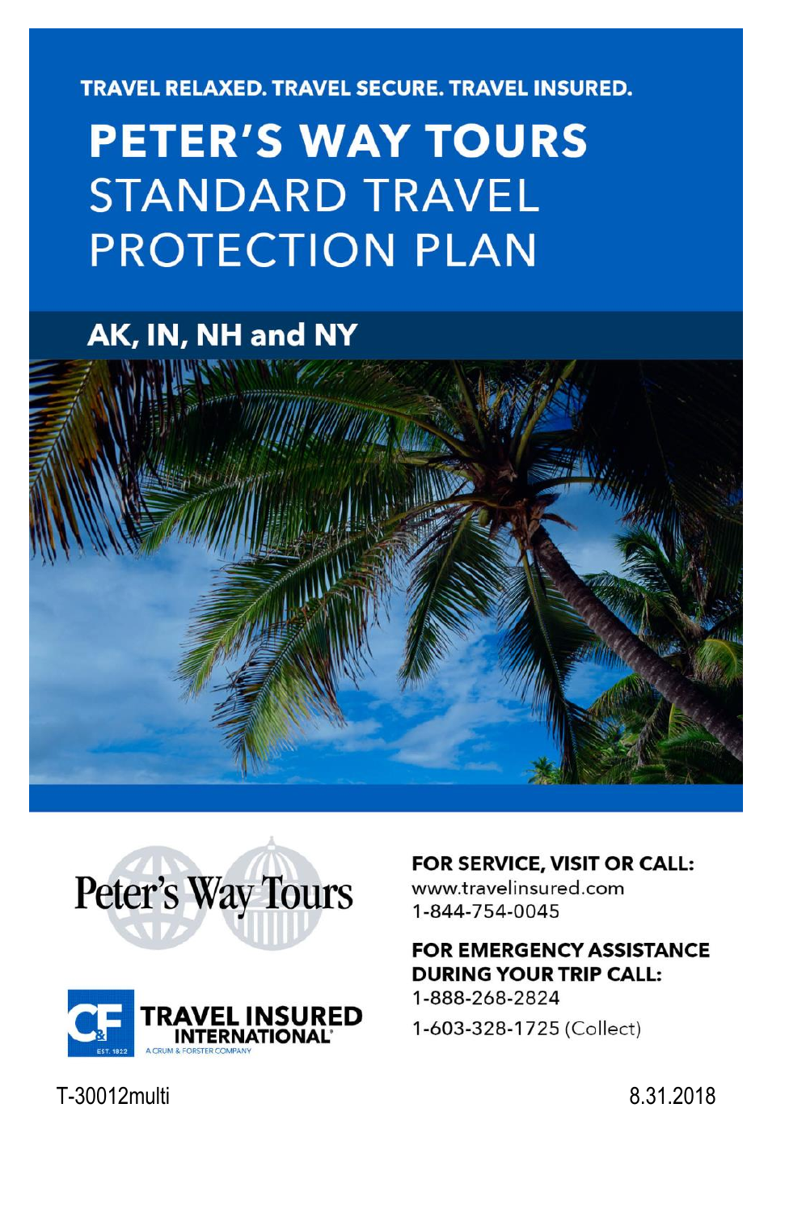TRAVEL RELAXED. TRAVEL SECURE. TRAVEL INSURED.

# PETER'S WAY TOURS STANDARD TRAVEL PROTECTION PLAN

## AK, IN, NH and NY

Peter's Way Tours

TRAVEL INSURED INTERNATIONAL

A CRUM & FORSTER COMPANY

**FOR SERVICE, VISIT OR CALL:**
www.travelinsured.com
1-844-754-0045

**FOR EMERGENCY ASSISTANCE DURING YOUR TRIP CALL:**
1-888-268-2824
1-603-328-1725 (Collect)

T-30012multi

8.31.2018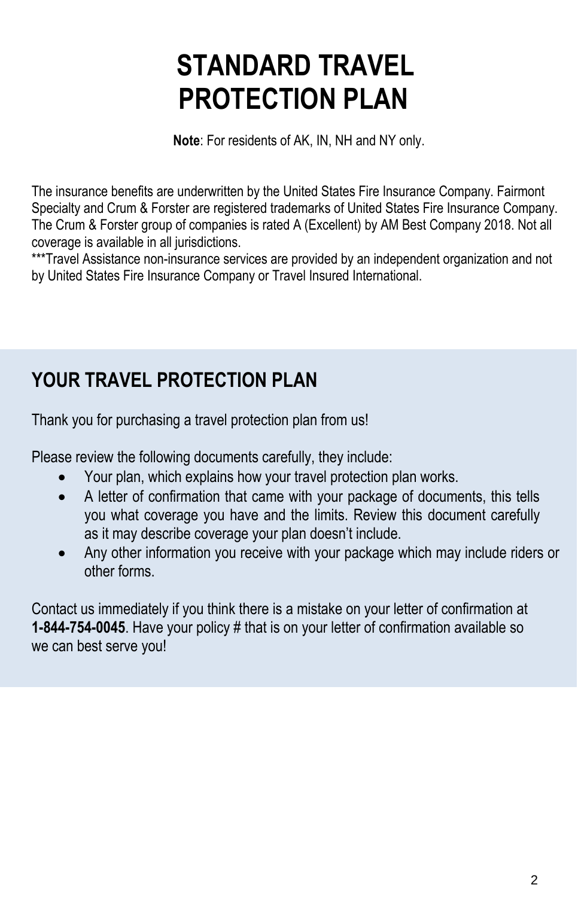# STANDARD TRAVEL PROTECTION PLAN

**Note**: For residents of AK, IN, NH and NY only.

The insurance benefits are underwritten by the United States Fire Insurance Company. Fairmont Specialty and Crum & Forster are registered trademarks of United States Fire Insurance Company. The Crum & Forster group of companies is rated A (Excellent) by AM Best Company 2018. Not all coverage is available in all jurisdictions.
***Travel Assistance non-insurance services are provided by an independent organization and not by United States Fire Insurance Company or Travel Insured International.

## YOUR TRAVEL PROTECTION PLAN

Thank you for purchasing a travel protection plan from us!

Please review the following documents carefully, they include:

- Your plan, which explains how your travel protection plan works.
- A letter of confirmation that came with your package of documents, this tells you what coverage you have and the limits. Review this document carefully as it may describe coverage your plan doesn't include.
- Any other information you receive with your package which may include riders or other forms.

Contact us immediately if you think there is a mistake on your letter of confirmation at **1-844-754-0045**. Have your policy # that is on your letter of confirmation available so we can best serve you!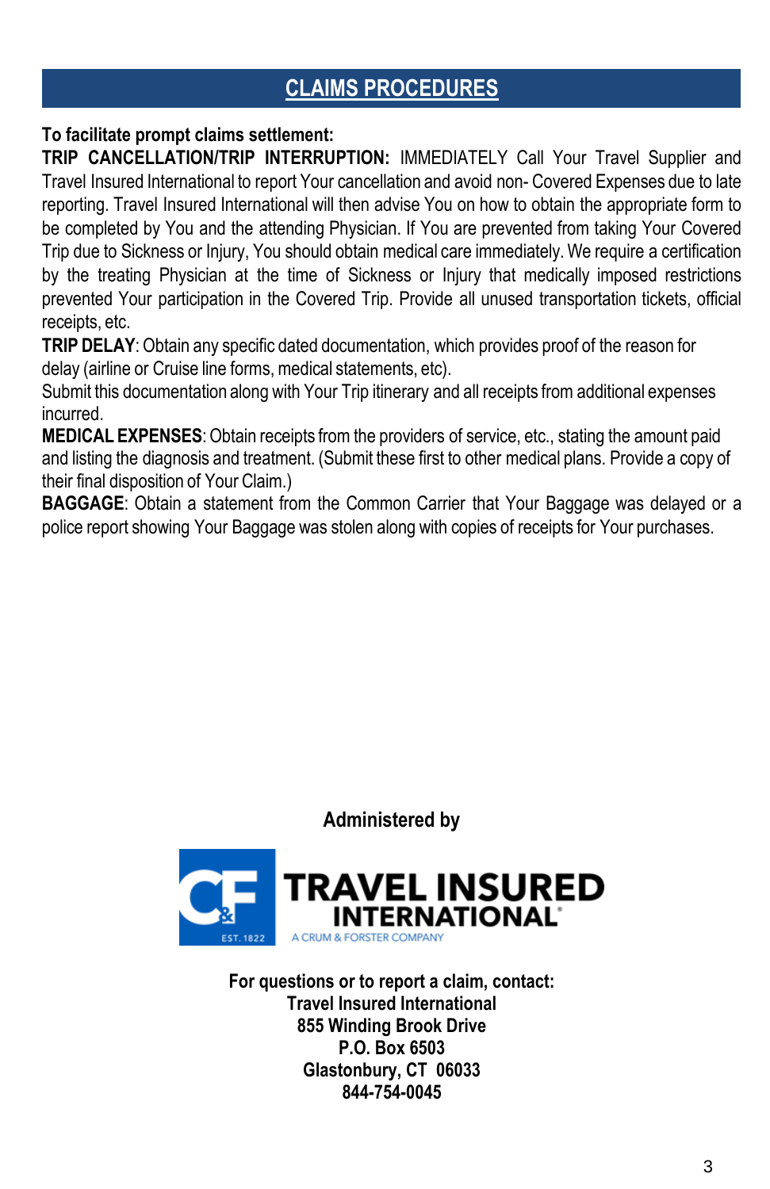## CLAIMS PROCEDURES

**To facilitate prompt claims settlement:**

**TRIP CANCELLATION/TRIP INTERRUPTION:** IMMEDIATELY Call Your Travel Supplier and Travel Insured International to report Your cancellation and avoid non- Covered Expenses due to late reporting. Travel Insured International will then advise You on how to obtain the appropriate form to be completed by You and the attending Physician. If You are prevented from taking Your Covered Trip due to Sickness or Injury, You should obtain medical care immediately. We require a certification by the treating Physician at the time of Sickness or Injury that medically imposed restrictions prevented Your participation in the Covered Trip. Provide all unused transportation tickets, official receipts, etc.

**TRIP DELAY**: Obtain any specific dated documentation, which provides proof of the reason for delay (airline or Cruise line forms, medical statements, etc).

Submit this documentation along with Your Trip itinerary and all receipts from additional expenses incurred.

**MEDICAL EXPENSES**: Obtain receipts from the providers of service, etc., stating the amount paid and listing the diagnosis and treatment. (Submit these first to other medical plans. Provide a copy of their final disposition of Your Claim.)

**BAGGAGE**: Obtain a statement from the Common Carrier that Your Baggage was delayed or a police report showing Your Baggage was stolen along with copies of receipts for Your purchases.

**Administered by**

**TRAVEL INSURED INTERNATIONAL**
A CRUM & FORSTER COMPANY

**For questions or to report a claim, contact:**
**Travel Insured International**
**855 Winding Brook Drive**
**P.O. Box 6503**
**Glastonbury, CT 06033**
**844-754-0045**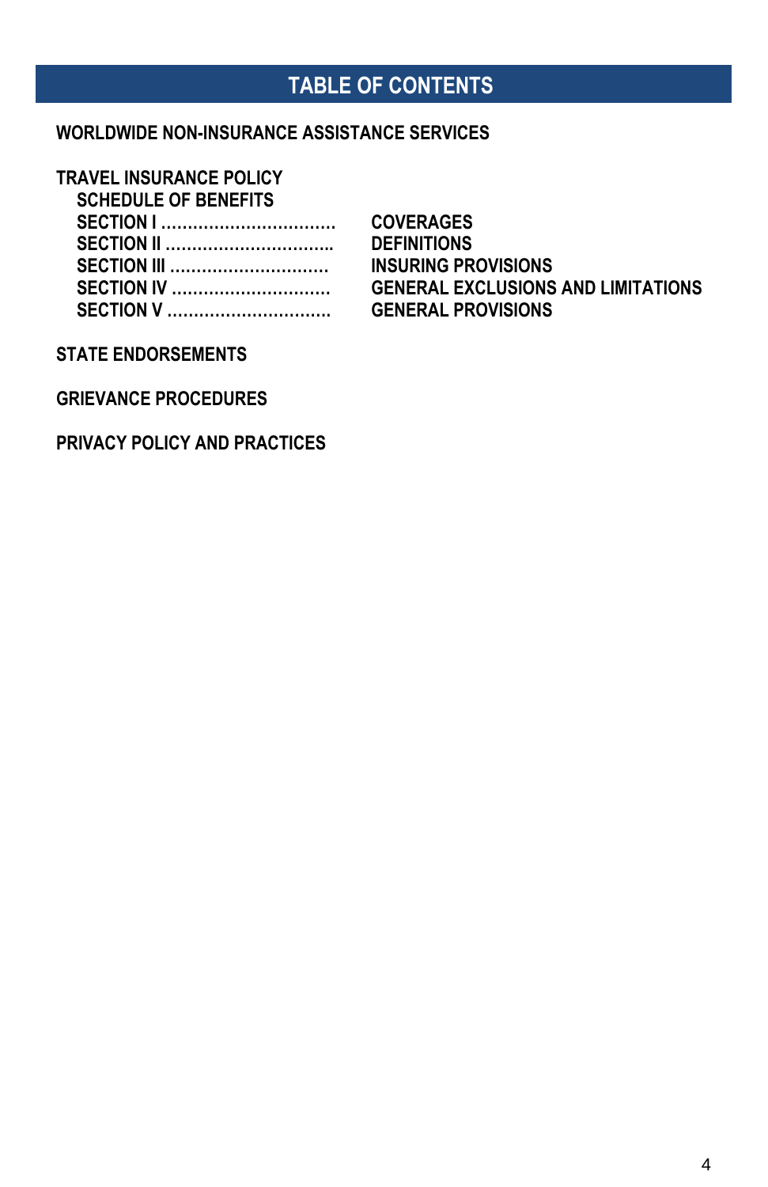# TABLE OF CONTENTS

**WORLDWIDE NON-INSURANCE ASSISTANCE SERVICES**

**TRAVEL INSURANCE POLICY**

- **SCHEDULE OF BENEFITS**
- **SECTION I ................................ COVERAGES**
- **SECTION II .............................. DEFINITIONS**
- **SECTION III ............................ INSURING PROVISIONS**
- **SECTION IV ............................ GENERAL EXCLUSIONS AND LIMITATIONS**
- **SECTION V .............................. GENERAL PROVISIONS**

**STATE ENDORSEMENTS**

**GRIEVANCE PROCEDURES**

**PRIVACY POLICY AND PRACTICES**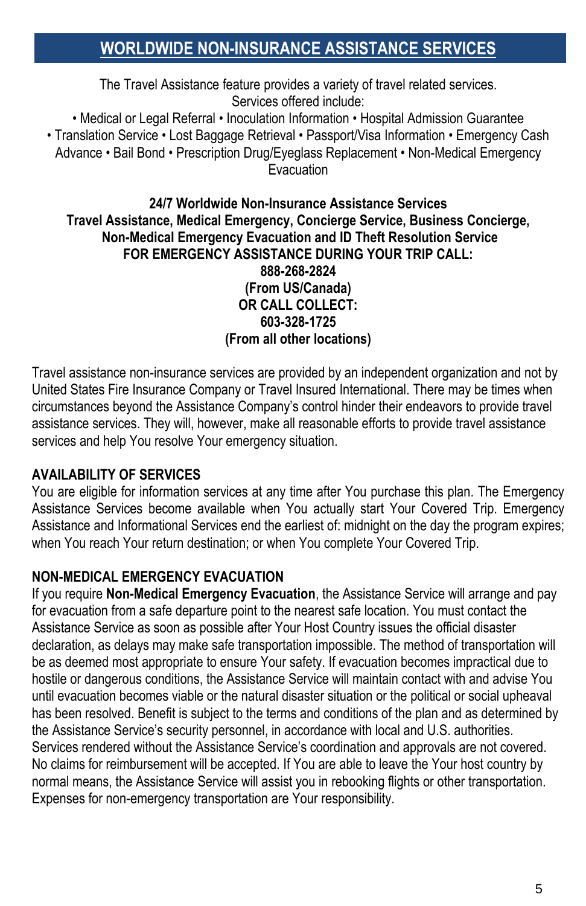# WORLDWIDE NON-INSURANCE ASSISTANCE SERVICES

The Travel Assistance feature provides a variety of travel related services.
Services offered include:
• Medical or Legal Referral • Inoculation Information • Hospital Admission Guarantee • Translation Service • Lost Baggage Retrieval • Passport/Visa Information • Emergency Cash Advance • Bail Bond • Prescription Drug/Eyeglass Replacement • Non-Medical Emergency Evacuation

**24/7 Worldwide Non-Insurance Assistance Services**
**Travel Assistance, Medical Emergency, Concierge Service, Business Concierge, Non-Medical Emergency Evacuation and ID Theft Resolution Service**
**FOR EMERGENCY ASSISTANCE DURING YOUR TRIP CALL:**
**888-268-2824**
**(From US/Canada)**
**OR CALL COLLECT:**
**603-328-1725**
**(From all other locations)**

Travel assistance non-insurance services are provided by an independent organization and not by United States Fire Insurance Company or Travel Insured International. There may be times when circumstances beyond the Assistance Company's control hinder their endeavors to provide travel assistance services. They will, however, make all reasonable efforts to provide travel assistance services and help You resolve Your emergency situation.

## AVAILABILITY OF SERVICES

You are eligible for information services at any time after You purchase this plan. The Emergency Assistance Services become available when You actually start Your Covered Trip. Emergency Assistance and Informational Services end the earliest of: midnight on the day the program expires; when You reach Your return destination; or when You complete Your Covered Trip.

## NON-MEDICAL EMERGENCY EVACUATION

If you require **Non-Medical Emergency Evacuation**, the Assistance Service will arrange and pay for evacuation from a safe departure point to the nearest safe location. You must contact the Assistance Service as soon as possible after Your Host Country issues the official disaster declaration, as delays may make safe transportation impossible. The method of transportation will be as deemed most appropriate to ensure Your safety. If evacuation becomes impractical due to hostile or dangerous conditions, the Assistance Service will maintain contact with and advise You until evacuation becomes viable or the natural disaster situation or the political or social upheaval has been resolved. Benefit is subject to the terms and conditions of the plan and as determined by the Assistance Service's security personnel, in accordance with local and U.S. authorities. Services rendered without the Assistance Service's coordination and approvals are not covered. No claims for reimbursement will be accepted. If You are able to leave the Your host country by normal means, the Assistance Service will assist you in rebooking flights or other transportation. Expenses for non-emergency transportation are Your responsibility.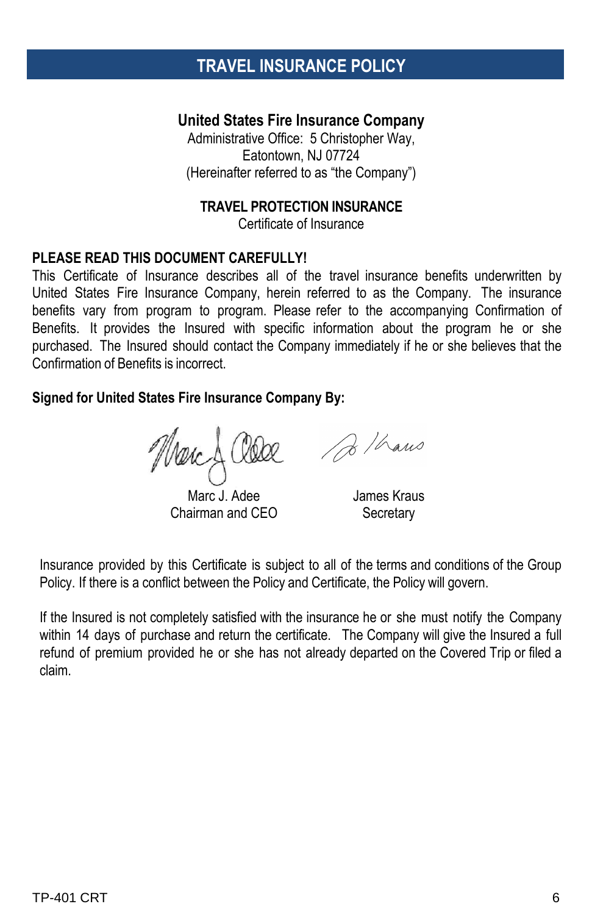# TRAVEL INSURANCE POLICY

**United States Fire Insurance Company**
Administrative Office: 5 Christopher Way,
Eatontown, NJ 07724
(Hereinafter referred to as "the Company")

**TRAVEL PROTECTION INSURANCE**
Certificate of Insurance

**PLEASE READ THIS DOCUMENT CAREFULLY!**
This Certificate of Insurance describes all of the travel insurance benefits underwritten by United States Fire Insurance Company, herein referred to as the Company. The insurance benefits vary from program to program. Please refer to the accompanying Confirmation of Benefits. It provides the Insured with specific information about the program he or she purchased. The Insured should contact the Company immediately if he or she believes that the Confirmation of Benefits is incorrect.

**Signed for United States Fire Insurance Company By:**

| | |
|---|---|
| Marc J. Adee<br>Chairman and CEO | James Kraus<br>Secretary |

Insurance provided by this Certificate is subject to all of the terms and conditions of the Group Policy. If there is a conflict between the Policy and Certificate, the Policy will govern.

If the Insured is not completely satisfied with the insurance he or she must notify the Company within 14 days of purchase and return the certificate. The Company will give the Insured a full refund of premium provided he or she has not already departed on the Covered Trip or filed a claim.

TP-401 CRT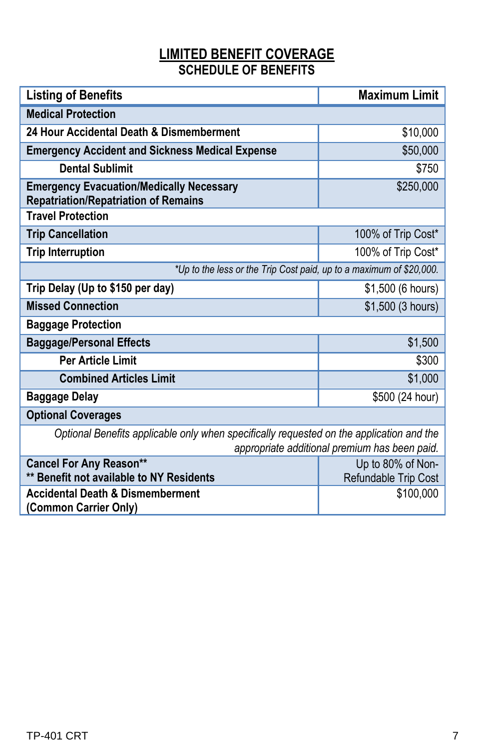# LIMITED BENEFIT COVERAGE

## SCHEDULE OF BENEFITS

| Listing of Benefits | Maximum Limit |
|---|---|
| **Medical Protection** | |
| **24 Hour Accidental Death & Dismemberment** | $10,000 |
| **Emergency Accident and Sickness Medical Expense** | $50,000 |
| **Dental Sublimit** | $750 |
| **Emergency Evacuation/Medically Necessary Repatriation/Repatriation of Remains** | $250,000 |
| **Travel Protection** | |
| **Trip Cancellation** | 100% of Trip Cost* |
| **Trip Interruption** | 100% of Trip Cost* |
| *\*Up to the less or the Trip Cost paid, up to a maximum of $20,000.* | |
| **Trip Delay (Up to $150 per day)** | $1,500 (6 hours) |
| **Missed Connection** | $1,500 (3 hours) |
| **Baggage Protection** | |
| **Baggage/Personal Effects** | $1,500 |
| **Per Article Limit** | $300 |
| **Combined Articles Limit** | $1,000 |
| **Baggage Delay** | $500 (24 hour) |
| **Optional Coverages** | |
| *Optional Benefits applicable only when specifically requested on the application and the appropriate additional premium has been paid.* | |
| **Cancel For Any Reason\*\*<br>\*\* Benefit not available to NY Residents** | Up to 80% of Non-Refundable Trip Cost |
| **Accidental Death & Dismemberment (Common Carrier Only)** | $100,000 |

TP-401 CRT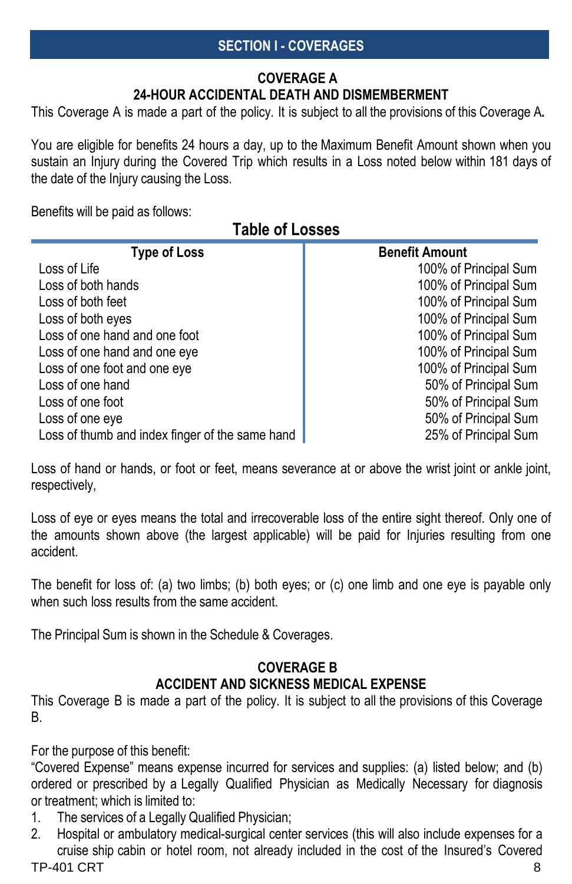## SECTION I - COVERAGES

### COVERAGE A
### 24-HOUR ACCIDENTAL DEATH AND DISMEMBERMENT

This Coverage A is made a part of the policy. It is subject to all the provisions of this Coverage A**.**

You are eligible for benefits 24 hours a day, up to the Maximum Benefit Amount shown when you sustain an Injury during the Covered Trip which results in a Loss noted below within 181 days of the date of the Injury causing the Loss.

Benefits will be paid as follows:

**Table of Losses**

| Type of Loss | Benefit Amount |
|---|---|
| Loss of Life | 100% of Principal Sum |
| Loss of both hands | 100% of Principal Sum |
| Loss of both feet | 100% of Principal Sum |
| Loss of both eyes | 100% of Principal Sum |
| Loss of one hand and one foot | 100% of Principal Sum |
| Loss of one hand and one eye | 100% of Principal Sum |
| Loss of one foot and one eye | 100% of Principal Sum |
| Loss of one hand | 50% of Principal Sum |
| Loss of one foot | 50% of Principal Sum |
| Loss of one eye | 50% of Principal Sum |
| Loss of thumb and index finger of the same hand | 25% of Principal Sum |

Loss of hand or hands, or foot or feet, means severance at or above the wrist joint or ankle joint, respectively,

Loss of eye or eyes means the total and irrecoverable loss of the entire sight thereof. Only one of the amounts shown above (the largest applicable) will be paid for Injuries resulting from one accident.

The benefit for loss of: (a) two limbs; (b) both eyes; or (c) one limb and one eye is payable only when such loss results from the same accident.

The Principal Sum is shown in the Schedule & Coverages.

### COVERAGE B
### ACCIDENT AND SICKNESS MEDICAL EXPENSE

This Coverage B is made a part of the policy. It is subject to all the provisions of this Coverage B.

For the purpose of this benefit:
"Covered Expense" means expense incurred for services and supplies: (a) listed below; and (b) ordered or prescribed by a Legally Qualified Physician as Medically Necessary for diagnosis or treatment; which is limited to:

1. The services of a Legally Qualified Physician;
2. Hospital or ambulatory medical-surgical center services (this will also include expenses for a cruise ship cabin or hotel room, not already included in the cost of the Insured's Covered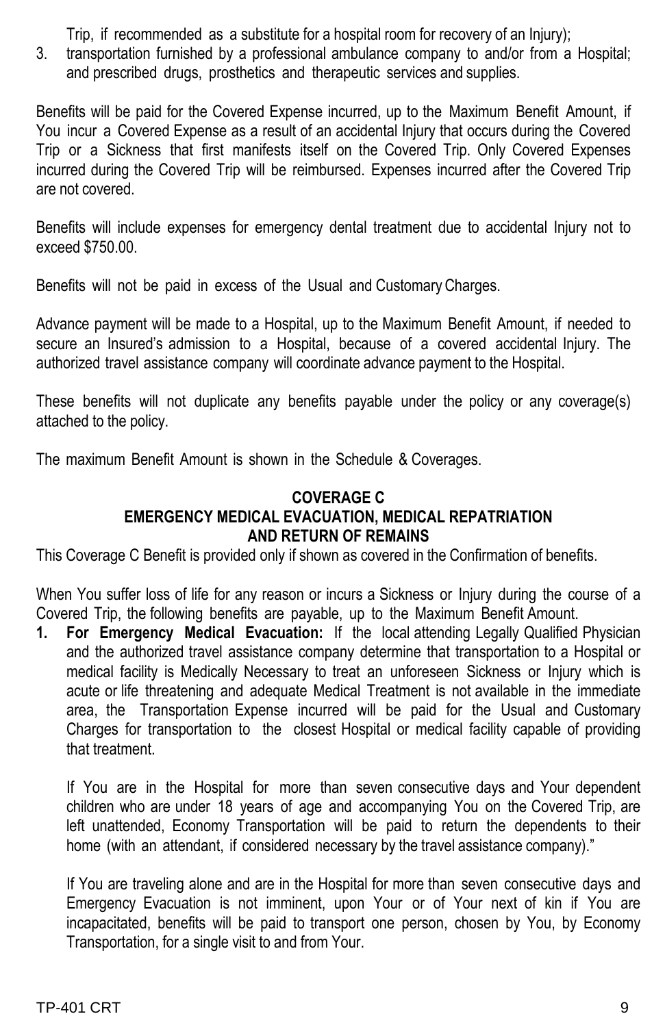Trip, if recommended as a substitute for a hospital room for recovery of an Injury);

3. transportation furnished by a professional ambulance company to and/or from a Hospital; and prescribed drugs, prosthetics and therapeutic services and supplies.

Benefits will be paid for the Covered Expense incurred, up to the Maximum Benefit Amount, if You incur a Covered Expense as a result of an accidental Injury that occurs during the Covered Trip or a Sickness that first manifests itself on the Covered Trip. Only Covered Expenses incurred during the Covered Trip will be reimbursed. Expenses incurred after the Covered Trip are not covered.

Benefits will include expenses for emergency dental treatment due to accidental Injury not to exceed $750.00.

Benefits will not be paid in excess of the Usual and Customary Charges.

Advance payment will be made to a Hospital, up to the Maximum Benefit Amount, if needed to secure an Insured's admission to a Hospital, because of a covered accidental Injury. The authorized travel assistance company will coordinate advance payment to the Hospital.

These benefits will not duplicate any benefits payable under the policy or any coverage(s) attached to the policy.

The maximum Benefit Amount is shown in the Schedule & Coverages.

## COVERAGE C
## EMERGENCY MEDICAL EVACUATION, MEDICAL REPATRIATION AND RETURN OF REMAINS

This Coverage C Benefit is provided only if shown as covered in the Confirmation of benefits.

When You suffer loss of life for any reason or incurs a Sickness or Injury during the course of a Covered Trip, the following benefits are payable, up to the Maximum Benefit Amount.

1. **For Emergency Medical Evacuation:** If the local attending Legally Qualified Physician and the authorized travel assistance company determine that transportation to a Hospital or medical facility is Medically Necessary to treat an unforeseen Sickness or Injury which is acute or life threatening and adequate Medical Treatment is not available in the immediate area, the Transportation Expense incurred will be paid for the Usual and Customary Charges for transportation to the closest Hospital or medical facility capable of providing that treatment.

   If You are in the Hospital for more than seven consecutive days and Your dependent children who are under 18 years of age and accompanying You on the Covered Trip, are left unattended, Economy Transportation will be paid to return the dependents to their home (with an attendant, if considered necessary by the travel assistance company)."

   If You are traveling alone and are in the Hospital for more than seven consecutive days and Emergency Evacuation is not imminent, upon Your or of Your next of kin if You are incapacitated, benefits will be paid to transport one person, chosen by You, by Economy Transportation, for a single visit to and from Your.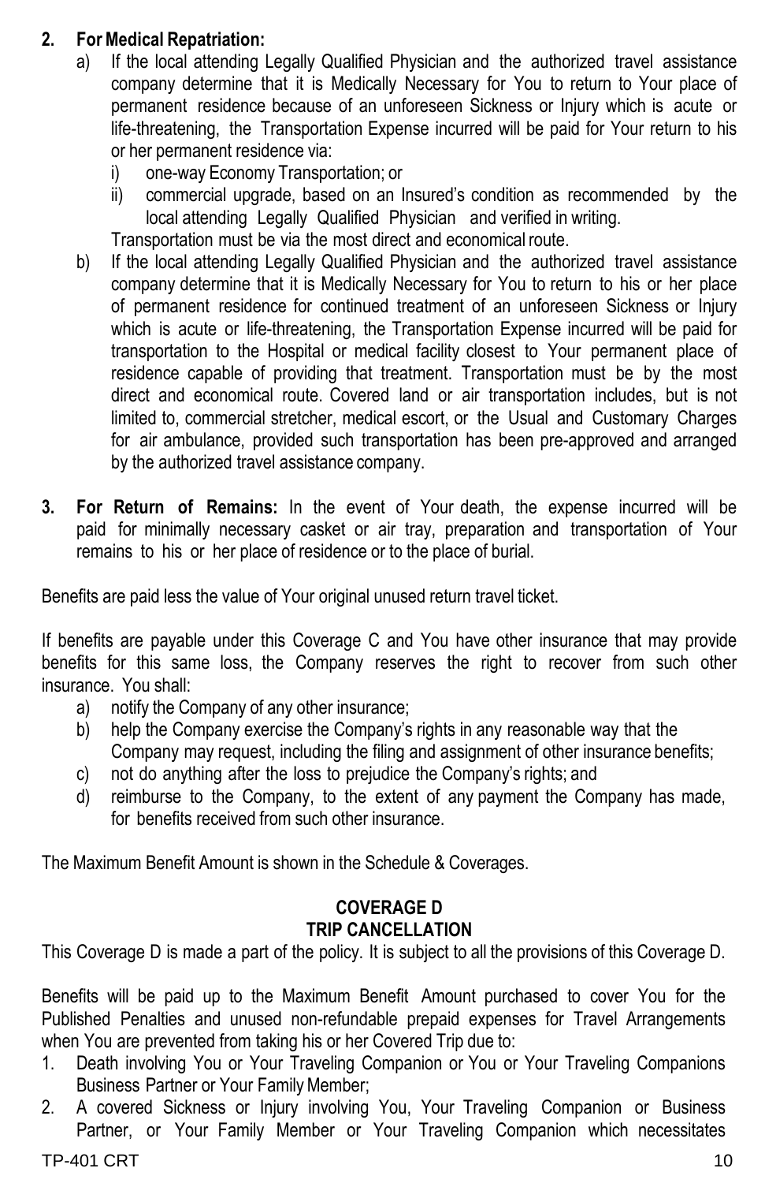2. **For Medical Repatriation:**
   a) If the local attending Legally Qualified Physician and the authorized travel assistance company determine that it is Medically Necessary for You to return to Your place of permanent residence because of an unforeseen Sickness or Injury which is acute or life-threatening, the Transportation Expense incurred will be paid for Your return to his or her permanent residence via:
      i) one-way Economy Transportation; or
      ii) commercial upgrade, based on an Insured's condition as recommended by the local attending Legally Qualified Physician and verified in writing.

      Transportation must be via the most direct and economical route.
   b) If the local attending Legally Qualified Physician and the authorized travel assistance company determine that it is Medically Necessary for You to return to his or her place of permanent residence for continued treatment of an unforeseen Sickness or Injury which is acute or life-threatening, the Transportation Expense incurred will be paid for transportation to the Hospital or medical facility closest to Your permanent place of residence capable of providing that treatment. Transportation must be by the most direct and economical route. Covered land or air transportation includes, but is not limited to, commercial stretcher, medical escort, or the Usual and Customary Charges for air ambulance, provided such transportation has been pre-approved and arranged by the authorized travel assistance company.

3. **For Return of Remains:** In the event of Your death, the expense incurred will be paid for minimally necessary casket or air tray, preparation and transportation of Your remains to his or her place of residence or to the place of burial.

Benefits are paid less the value of Your original unused return travel ticket.

If benefits are payable under this Coverage C and You have other insurance that may provide benefits for this same loss, the Company reserves the right to recover from such other insurance. You shall:
   a) notify the Company of any other insurance;
   b) help the Company exercise the Company's rights in any reasonable way that the Company may request, including the filing and assignment of other insurance benefits;
   c) not do anything after the loss to prejudice the Company's rights; and
   d) reimburse to the Company, to the extent of any payment the Company has made, for benefits received from such other insurance.

The Maximum Benefit Amount is shown in the Schedule & Coverages.

## COVERAGE D
## TRIP CANCELLATION

This Coverage D is made a part of the policy. It is subject to all the provisions of this Coverage D.

Benefits will be paid up to the Maximum Benefit Amount purchased to cover You for the Published Penalties and unused non-refundable prepaid expenses for Travel Arrangements when You are prevented from taking his or her Covered Trip due to:

1. Death involving You or Your Traveling Companion or You or Your Traveling Companions Business Partner or Your Family Member;
2. A covered Sickness or Injury involving You, Your Traveling Companion or Business Partner, or Your Family Member or Your Traveling Companion which necessitates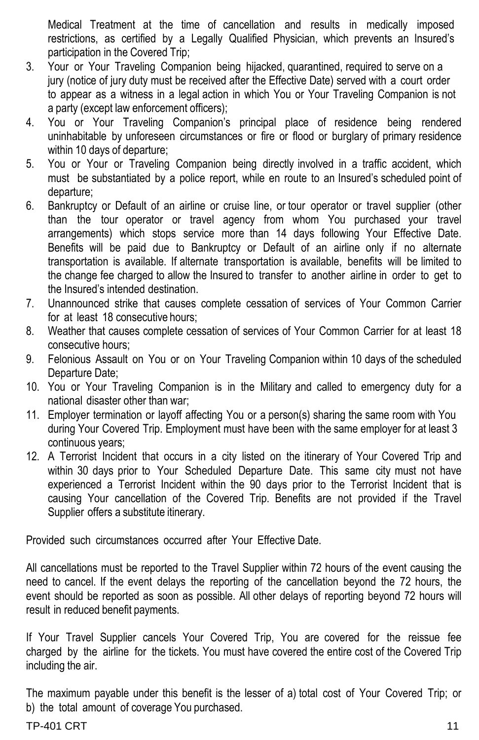Medical Treatment at the time of cancellation and results in medically imposed restrictions, as certified by a Legally Qualified Physician, which prevents an Insured's participation in the Covered Trip;

3. Your or Your Traveling Companion being hijacked, quarantined, required to serve on a jury (notice of jury duty must be received after the Effective Date) served with a court order to appear as a witness in a legal action in which You or Your Traveling Companion is not a party (except law enforcement officers);
4. You or Your Traveling Companion's principal place of residence being rendered uninhabitable by unforeseen circumstances or fire or flood or burglary of primary residence within 10 days of departure;
5. You or Your or Traveling Companion being directly involved in a traffic accident, which must be substantiated by a police report, while en route to an Insured's scheduled point of departure;
6. Bankruptcy or Default of an airline or cruise line, or tour operator or travel supplier (other than the tour operator or travel agency from whom You purchased your travel arrangements) which stops service more than 14 days following Your Effective Date. Benefits will be paid due to Bankruptcy or Default of an airline only if no alternate transportation is available. If alternate transportation is available, benefits will be limited to the change fee charged to allow the Insured to transfer to another airline in order to get to the Insured's intended destination.
7. Unannounced strike that causes complete cessation of services of Your Common Carrier for at least 18 consecutive hours;
8. Weather that causes complete cessation of services of Your Common Carrier for at least 18 consecutive hours;
9. Felonious Assault on You or on Your Traveling Companion within 10 days of the scheduled Departure Date;
10. You or Your Traveling Companion is in the Military and called to emergency duty for a national disaster other than war;
11. Employer termination or layoff affecting You or a person(s) sharing the same room with You during Your Covered Trip. Employment must have been with the same employer for at least 3 continuous years;
12. A Terrorist Incident that occurs in a city listed on the itinerary of Your Covered Trip and within 30 days prior to Your Scheduled Departure Date. This same city must not have experienced a Terrorist Incident within the 90 days prior to the Terrorist Incident that is causing Your cancellation of the Covered Trip. Benefits are not provided if the Travel Supplier offers a substitute itinerary.

Provided such circumstances occurred after Your Effective Date.

All cancellations must be reported to the Travel Supplier within 72 hours of the event causing the need to cancel. If the event delays the reporting of the cancellation beyond the 72 hours, the event should be reported as soon as possible. All other delays of reporting beyond 72 hours will result in reduced benefit payments.

If Your Travel Supplier cancels Your Covered Trip, You are covered for the reissue fee charged by the airline for the tickets. You must have covered the entire cost of the Covered Trip including the air.

The maximum payable under this benefit is the lesser of a) total cost of Your Covered Trip; or b) the total amount of coverage You purchased.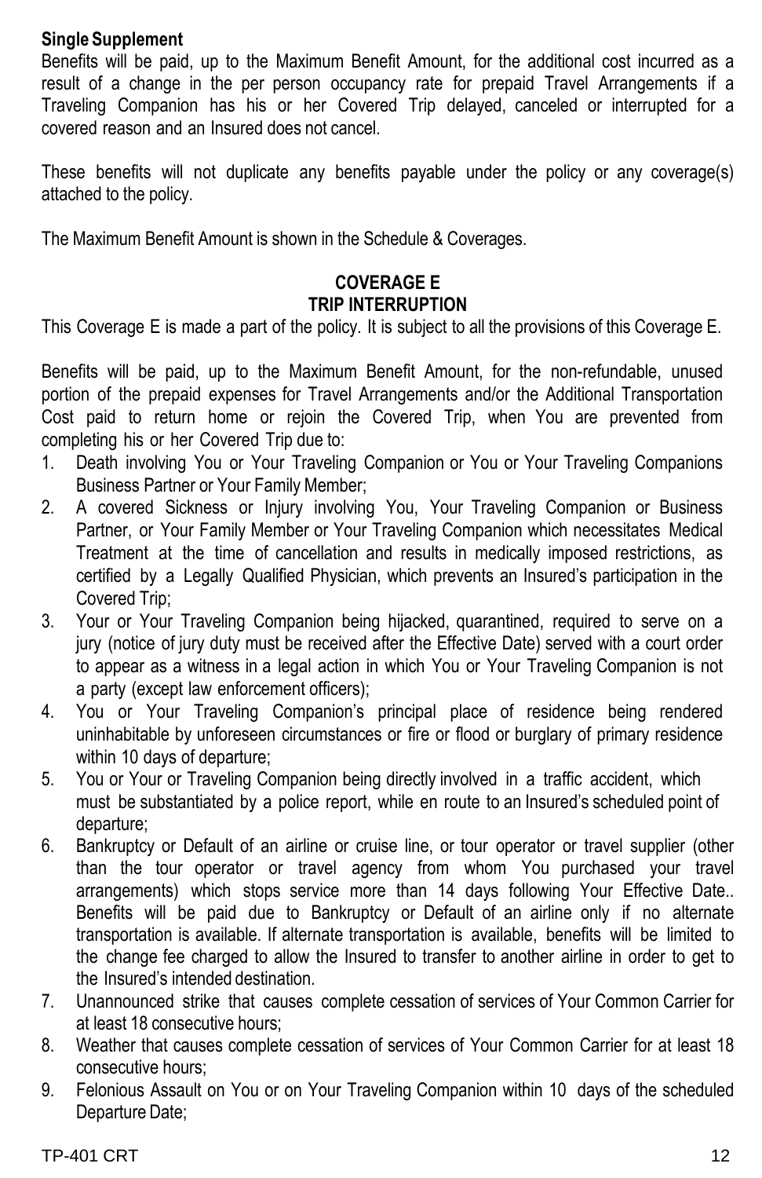**Single Supplement**

Benefits will be paid, up to the Maximum Benefit Amount, for the additional cost incurred as a result of a change in the per person occupancy rate for prepaid Travel Arrangements if a Traveling Companion has his or her Covered Trip delayed, canceled or interrupted for a covered reason and an Insured does not cancel.

These benefits will not duplicate any benefits payable under the policy or any coverage(s) attached to the policy.

The Maximum Benefit Amount is shown in the Schedule & Coverages.

## COVERAGE E
## TRIP INTERRUPTION

This Coverage E is made a part of the policy. It is subject to all the provisions of this Coverage E.

Benefits will be paid, up to the Maximum Benefit Amount, for the non-refundable, unused portion of the prepaid expenses for Travel Arrangements and/or the Additional Transportation Cost paid to return home or rejoin the Covered Trip, when You are prevented from completing his or her Covered Trip due to:

1. Death involving You or Your Traveling Companion or You or Your Traveling Companions Business Partner or Your Family Member;
2. A covered Sickness or Injury involving You, Your Traveling Companion or Business Partner, or Your Family Member or Your Traveling Companion which necessitates Medical Treatment at the time of cancellation and results in medically imposed restrictions, as certified by a Legally Qualified Physician, which prevents an Insured's participation in the Covered Trip;
3. Your or Your Traveling Companion being hijacked, quarantined, required to serve on a jury (notice of jury duty must be received after the Effective Date) served with a court order to appear as a witness in a legal action in which You or Your Traveling Companion is not a party (except law enforcement officers);
4. You or Your Traveling Companion's principal place of residence being rendered uninhabitable by unforeseen circumstances or fire or flood or burglary of primary residence within 10 days of departure;
5. You or Your or Traveling Companion being directly involved in a traffic accident, which must be substantiated by a police report, while en route to an Insured's scheduled point of departure;
6. Bankruptcy or Default of an airline or cruise line, or tour operator or travel supplier (other than the tour operator or travel agency from whom You purchased your travel arrangements) which stops service more than 14 days following Your Effective Date.. Benefits will be paid due to Bankruptcy or Default of an airline only if no alternate transportation is available. If alternate transportation is available, benefits will be limited to the change fee charged to allow the Insured to transfer to another airline in order to get to the Insured's intended destination.
7. Unannounced strike that causes complete cessation of services of Your Common Carrier for at least 18 consecutive hours;
8. Weather that causes complete cessation of services of Your Common Carrier for at least 18 consecutive hours;
9. Felonious Assault on You or on Your Traveling Companion within 10 days of the scheduled Departure Date;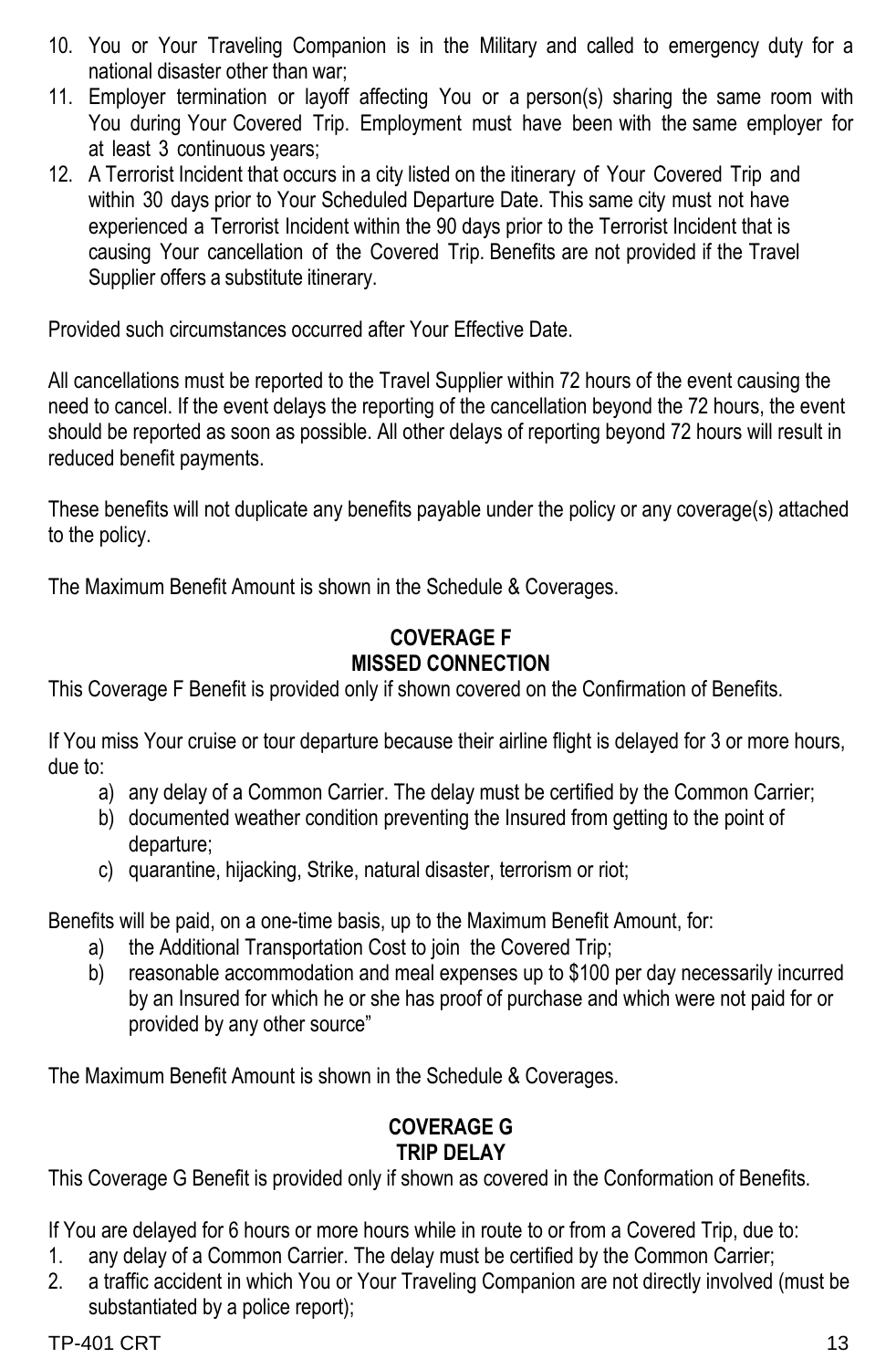10. You or Your Traveling Companion is in the Military and called to emergency duty for a national disaster other than war;
11. Employer termination or layoff affecting You or a person(s) sharing the same room with You during Your Covered Trip. Employment must have been with the same employer for at least 3 continuous years;
12. A Terrorist Incident that occurs in a city listed on the itinerary of Your Covered Trip and within 30 days prior to Your Scheduled Departure Date. This same city must not have experienced a Terrorist Incident within the 90 days prior to the Terrorist Incident that is causing Your cancellation of the Covered Trip. Benefits are not provided if the Travel Supplier offers a substitute itinerary.

Provided such circumstances occurred after Your Effective Date.

All cancellations must be reported to the Travel Supplier within 72 hours of the event causing the need to cancel. If the event delays the reporting of the cancellation beyond the 72 hours, the event should be reported as soon as possible. All other delays of reporting beyond 72 hours will result in reduced benefit payments.

These benefits will not duplicate any benefits payable under the policy or any coverage(s) attached to the policy.

The Maximum Benefit Amount is shown in the Schedule & Coverages.

## COVERAGE F
## MISSED CONNECTION

This Coverage F Benefit is provided only if shown covered on the Confirmation of Benefits.

If You miss Your cruise or tour departure because their airline flight is delayed for 3 or more hours, due to:

a) any delay of a Common Carrier. The delay must be certified by the Common Carrier;
b) documented weather condition preventing the Insured from getting to the point of departure;
c) quarantine, hijacking, Strike, natural disaster, terrorism or riot;

Benefits will be paid, on a one-time basis, up to the Maximum Benefit Amount, for:

a) the Additional Transportation Cost to join the Covered Trip;
b) reasonable accommodation and meal expenses up to $100 per day necessarily incurred by an Insured for which he or she has proof of purchase and which were not paid for or provided by any other source"

The Maximum Benefit Amount is shown in the Schedule & Coverages.

## COVERAGE G
## TRIP DELAY

This Coverage G Benefit is provided only if shown as covered in the Conformation of Benefits.

If You are delayed for 6 hours or more hours while in route to or from a Covered Trip, due to:

1. any delay of a Common Carrier. The delay must be certified by the Common Carrier;
2. a traffic accident in which You or Your Traveling Companion are not directly involved (must be substantiated by a police report);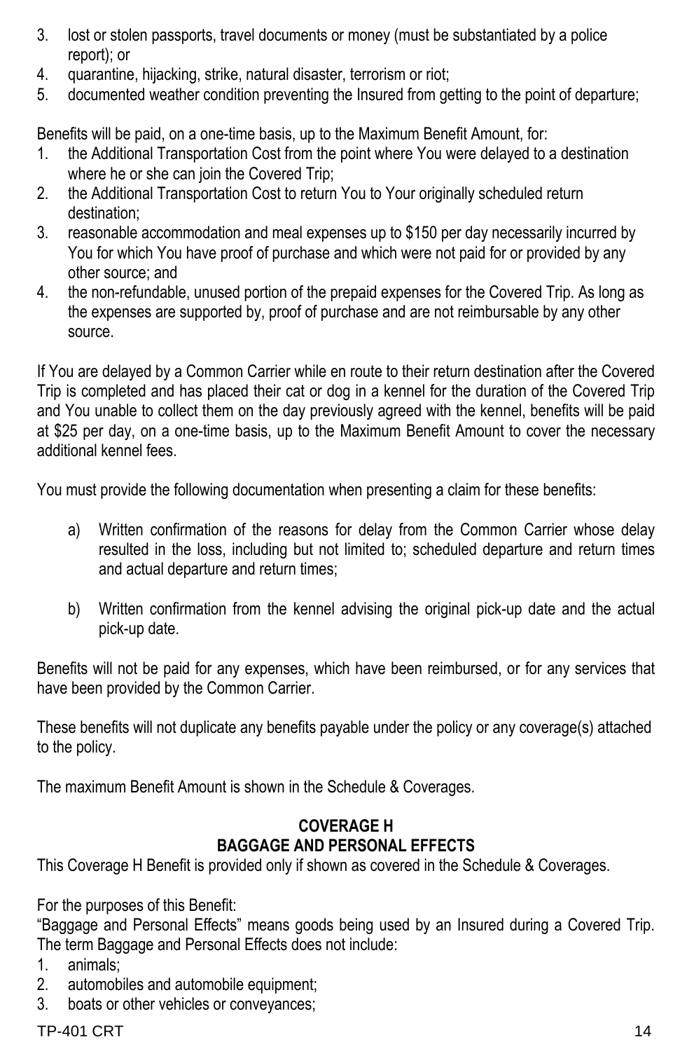3. lost or stolen passports, travel documents or money (must be substantiated by a police report); or
4. quarantine, hijacking, strike, natural disaster, terrorism or riot;
5. documented weather condition preventing the Insured from getting to the point of departure;

Benefits will be paid, on a one-time basis, up to the Maximum Benefit Amount, for:

1. the Additional Transportation Cost from the point where You were delayed to a destination where he or she can join the Covered Trip;
2. the Additional Transportation Cost to return You to Your originally scheduled return destination;
3. reasonable accommodation and meal expenses up to $150 per day necessarily incurred by You for which You have proof of purchase and which were not paid for or provided by any other source; and
4. the non-refundable, unused portion of the prepaid expenses for the Covered Trip. As long as the expenses are supported by, proof of purchase and are not reimbursable by any other source.

If You are delayed by a Common Carrier while en route to their return destination after the Covered Trip is completed and has placed their cat or dog in a kennel for the duration of the Covered Trip and You unable to collect them on the day previously agreed with the kennel, benefits will be paid at $25 per day, on a one-time basis, up to the Maximum Benefit Amount to cover the necessary additional kennel fees.

You must provide the following documentation when presenting a claim for these benefits:

a) Written confirmation of the reasons for delay from the Common Carrier whose delay resulted in the loss, including but not limited to; scheduled departure and return times and actual departure and return times;

b) Written confirmation from the kennel advising the original pick-up date and the actual pick-up date.

Benefits will not be paid for any expenses, which have been reimbursed, or for any services that have been provided by the Common Carrier.

These benefits will not duplicate any benefits payable under the policy or any coverage(s) attached to the policy.

The maximum Benefit Amount is shown in the Schedule & Coverages.

## COVERAGE H
## BAGGAGE AND PERSONAL EFFECTS

This Coverage H Benefit is provided only if shown as covered in the Schedule & Coverages.

For the purposes of this Benefit:
“Baggage and Personal Effects” means goods being used by an Insured during a Covered Trip. The term Baggage and Personal Effects does not include:

1. animals;
2. automobiles and automobile equipment;
3. boats or other vehicles or conveyances;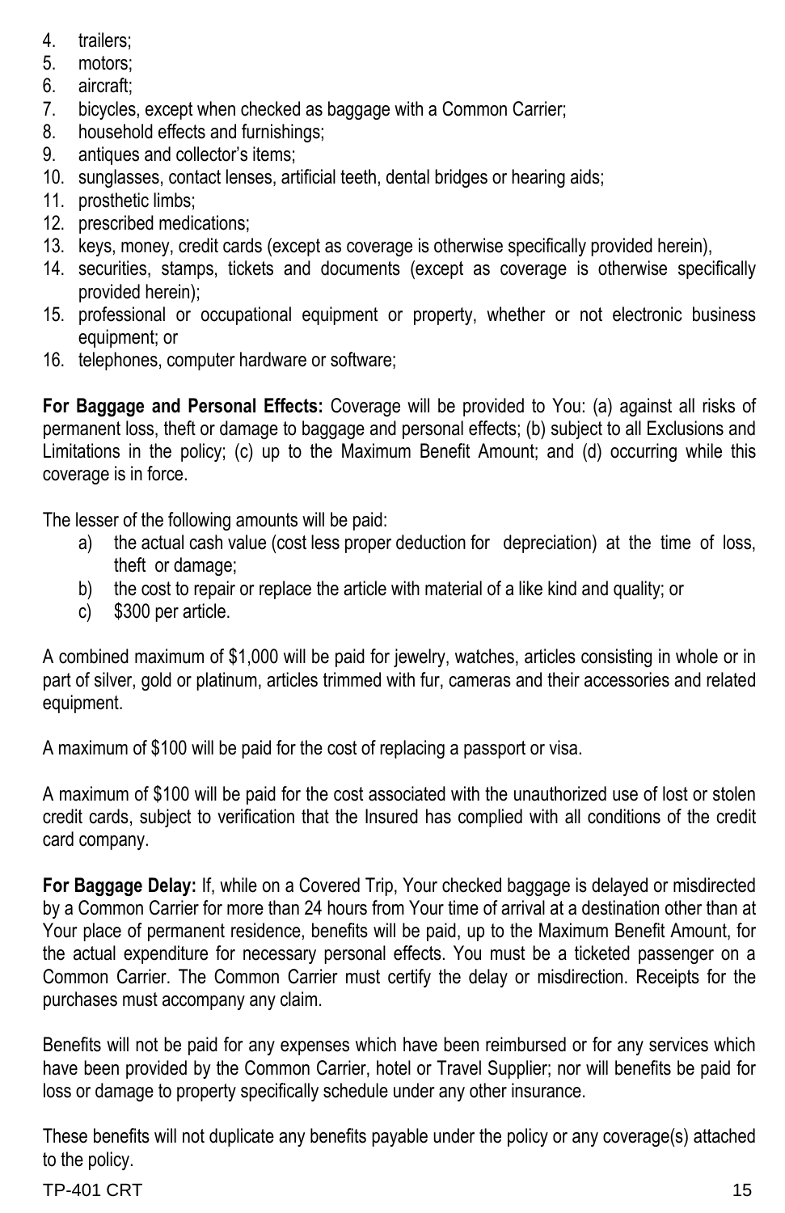4. trailers;
5. motors;
6. aircraft;
7. bicycles, except when checked as baggage with a Common Carrier;
8. household effects and furnishings;
9. antiques and collector's items;
10. sunglasses, contact lenses, artificial teeth, dental bridges or hearing aids;
11. prosthetic limbs;
12. prescribed medications;
13. keys, money, credit cards (except as coverage is otherwise specifically provided herein),
14. securities, stamps, tickets and documents (except as coverage is otherwise specifically provided herein);
15. professional or occupational equipment or property, whether or not electronic business equipment; or
16. telephones, computer hardware or software;

**For Baggage and Personal Effects:** Coverage will be provided to You: (a) against all risks of permanent loss, theft or damage to baggage and personal effects; (b) subject to all Exclusions and Limitations in the policy; (c) up to the Maximum Benefit Amount; and (d) occurring while this coverage is in force.

The lesser of the following amounts will be paid:

a) the actual cash value (cost less proper deduction for depreciation) at the time of loss, theft or damage;
b) the cost to repair or replace the article with material of a like kind and quality; or
c) $300 per article.

A combined maximum of $1,000 will be paid for jewelry, watches, articles consisting in whole or in part of silver, gold or platinum, articles trimmed with fur, cameras and their accessories and related equipment.

A maximum of $100 will be paid for the cost of replacing a passport or visa.

A maximum of $100 will be paid for the cost associated with the unauthorized use of lost or stolen credit cards, subject to verification that the Insured has complied with all conditions of the credit card company.

**For Baggage Delay:** If, while on a Covered Trip, Your checked baggage is delayed or misdirected by a Common Carrier for more than 24 hours from Your time of arrival at a destination other than at Your place of permanent residence, benefits will be paid, up to the Maximum Benefit Amount, for the actual expenditure for necessary personal effects. You must be a ticketed passenger on a Common Carrier. The Common Carrier must certify the delay or misdirection. Receipts for the purchases must accompany any claim.

Benefits will not be paid for any expenses which have been reimbursed or for any services which have been provided by the Common Carrier, hotel or Travel Supplier; nor will benefits be paid for loss or damage to property specifically schedule under any other insurance.

These benefits will not duplicate any benefits payable under the policy or any coverage(s) attached to the policy.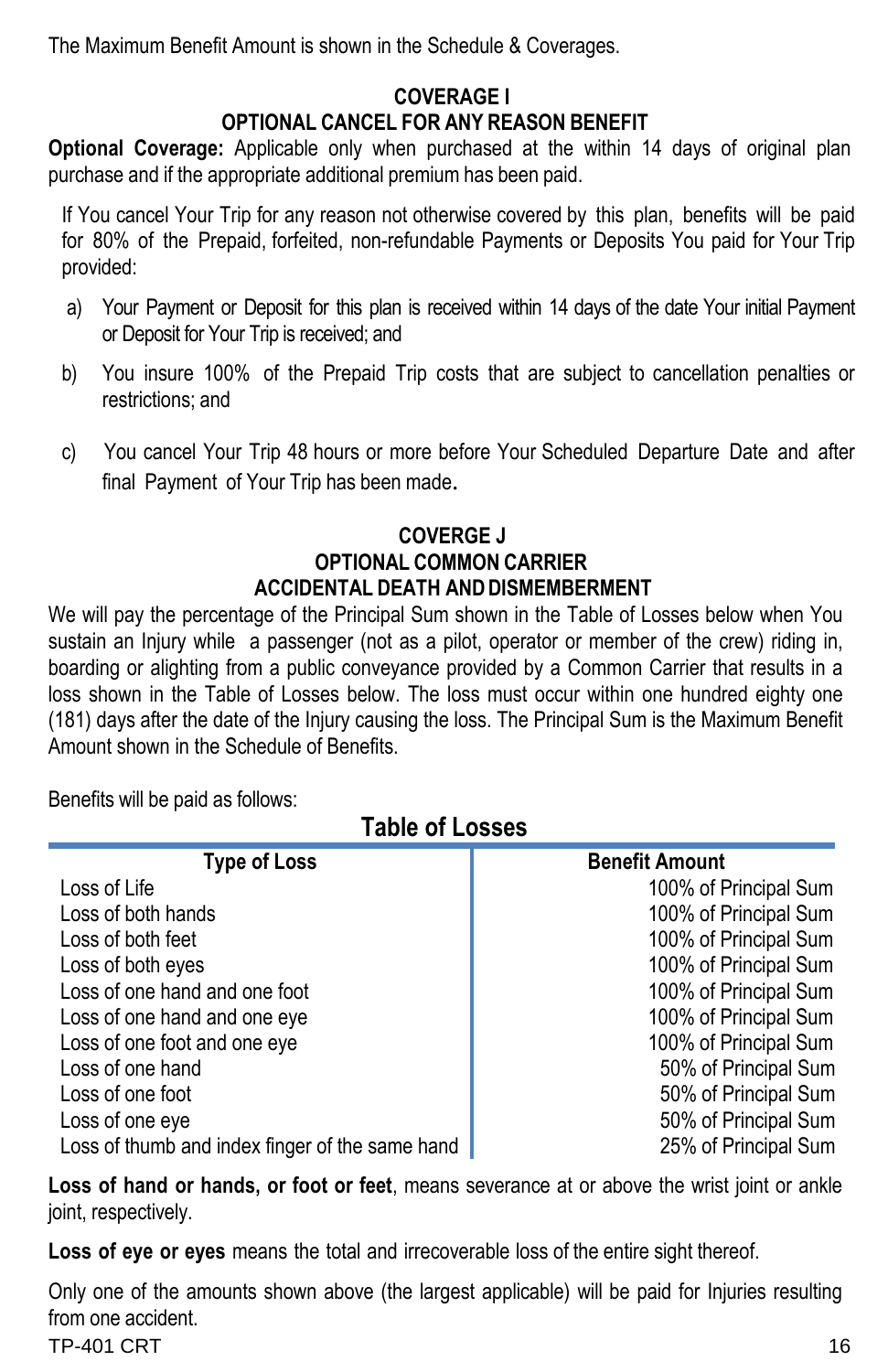The Maximum Benefit Amount is shown in the Schedule & Coverages.

## COVERAGE I
## OPTIONAL CANCEL FOR ANY REASON BENEFIT

**Optional Coverage:** Applicable only when purchased at the within 14 days of original plan purchase and if the appropriate additional premium has been paid.

If You cancel Your Trip for any reason not otherwise covered by this plan, benefits will be paid for 80% of the Prepaid, forfeited, non-refundable Payments or Deposits You paid for Your Trip provided:

a) Your Payment or Deposit for this plan is received within 14 days of the date Your initial Payment or Deposit for Your Trip is received; and

b) You insure 100% of the Prepaid Trip costs that are subject to cancellation penalties or restrictions; and

c) You cancel Your Trip 48 hours or more before Your Scheduled Departure Date and after final Payment of Your Trip has been made.

## COVERGE J
## OPTIONAL COMMON CARRIER
## ACCIDENTAL DEATH AND DISMEMBERMENT

We will pay the percentage of the Principal Sum shown in the Table of Losses below when You sustain an Injury while a passenger (not as a pilot, operator or member of the crew) riding in, boarding or alighting from a public conveyance provided by a Common Carrier that results in a loss shown in the Table of Losses below. The loss must occur within one hundred eighty one (181) days after the date of the Injury causing the loss. The Principal Sum is the Maximum Benefit Amount shown in the Schedule of Benefits.

Benefits will be paid as follows:

### Table of Losses

| Type of Loss | Benefit Amount |
|---|---|
| Loss of Life | 100% of Principal Sum |
| Loss of both hands | 100% of Principal Sum |
| Loss of both feet | 100% of Principal Sum |
| Loss of both eyes | 100% of Principal Sum |
| Loss of one hand and one foot | 100% of Principal Sum |
| Loss of one hand and one eye | 100% of Principal Sum |
| Loss of one foot and one eye | 100% of Principal Sum |
| Loss of one hand | 50% of Principal Sum |
| Loss of one foot | 50% of Principal Sum |
| Loss of one eye | 50% of Principal Sum |
| Loss of thumb and index finger of the same hand | 25% of Principal Sum |

**Loss of hand or hands, or foot or feet**, means severance at or above the wrist joint or ankle joint, respectively.

**Loss of eye or eyes** means the total and irrecoverable loss of the entire sight thereof.

Only one of the amounts shown above (the largest applicable) will be paid for Injuries resulting from one accident.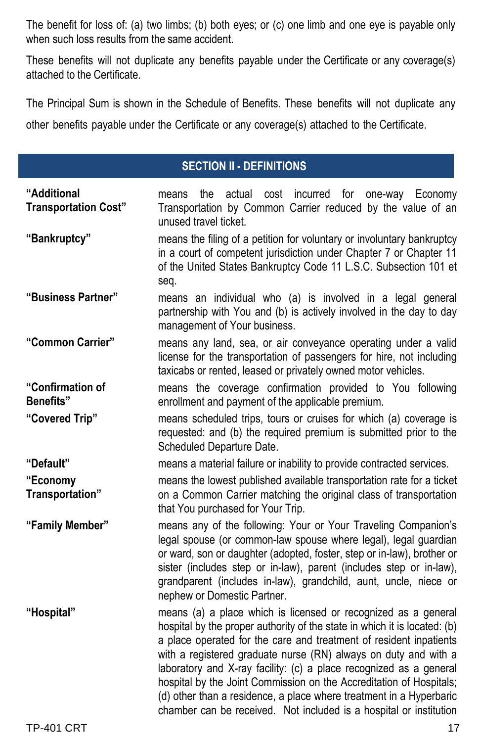The benefit for loss of: (a) two limbs; (b) both eyes; or (c) one limb and one eye is payable only when such loss results from the same accident.

These benefits will not duplicate any benefits payable under the Certificate or any coverage(s) attached to the Certificate.

The Principal Sum is shown in the Schedule of Benefits. These benefits will not duplicate any other benefits payable under the Certificate or any coverage(s) attached to the Certificate.

## SECTION II - DEFINITIONS

**"Additional Transportation Cost"** means the actual cost incurred for one-way Economy Transportation by Common Carrier reduced by the value of an unused travel ticket.

**"Bankruptcy"** means the filing of a petition for voluntary or involuntary bankruptcy in a court of competent jurisdiction under Chapter 7 or Chapter 11 of the United States Bankruptcy Code 11 L.S.C. Subsection 101 et seq.

**"Business Partner"** means an individual who (a) is involved in a legal general partnership with You and (b) is actively involved in the day to day management of Your business.

**"Common Carrier"** means any land, sea, or air conveyance operating under a valid license for the transportation of passengers for hire, not including taxicabs or rented, leased or privately owned motor vehicles.

**"Confirmation of Benefits"** means the coverage confirmation provided to You following enrollment and payment of the applicable premium.

**"Covered Trip"** means scheduled trips, tours or cruises for which (a) coverage is requested: and (b) the required premium is submitted prior to the Scheduled Departure Date.

**"Default"** means a material failure or inability to provide contracted services.

**"Economy Transportation"** means the lowest published available transportation rate for a ticket on a Common Carrier matching the original class of transportation that You purchased for Your Trip.

**"Family Member"** means any of the following: Your or Your Traveling Companion's legal spouse (or common-law spouse where legal), legal guardian or ward, son or daughter (adopted, foster, step or in-law), brother or sister (includes step or in-law), parent (includes step or in-law), grandparent (includes in-law), grandchild, aunt, uncle, niece or nephew or Domestic Partner.

**"Hospital"** means (a) a place which is licensed or recognized as a general hospital by the proper authority of the state in which it is located: (b) a place operated for the care and treatment of resident inpatients with a registered graduate nurse (RN) always on duty and with a laboratory and X-ray facility: (c) a place recognized as a general hospital by the Joint Commission on the Accreditation of Hospitals; (d) other than a residence, a place where treatment in a Hyperbaric chamber can be received. Not included is a hospital or institution

TP-401 CRT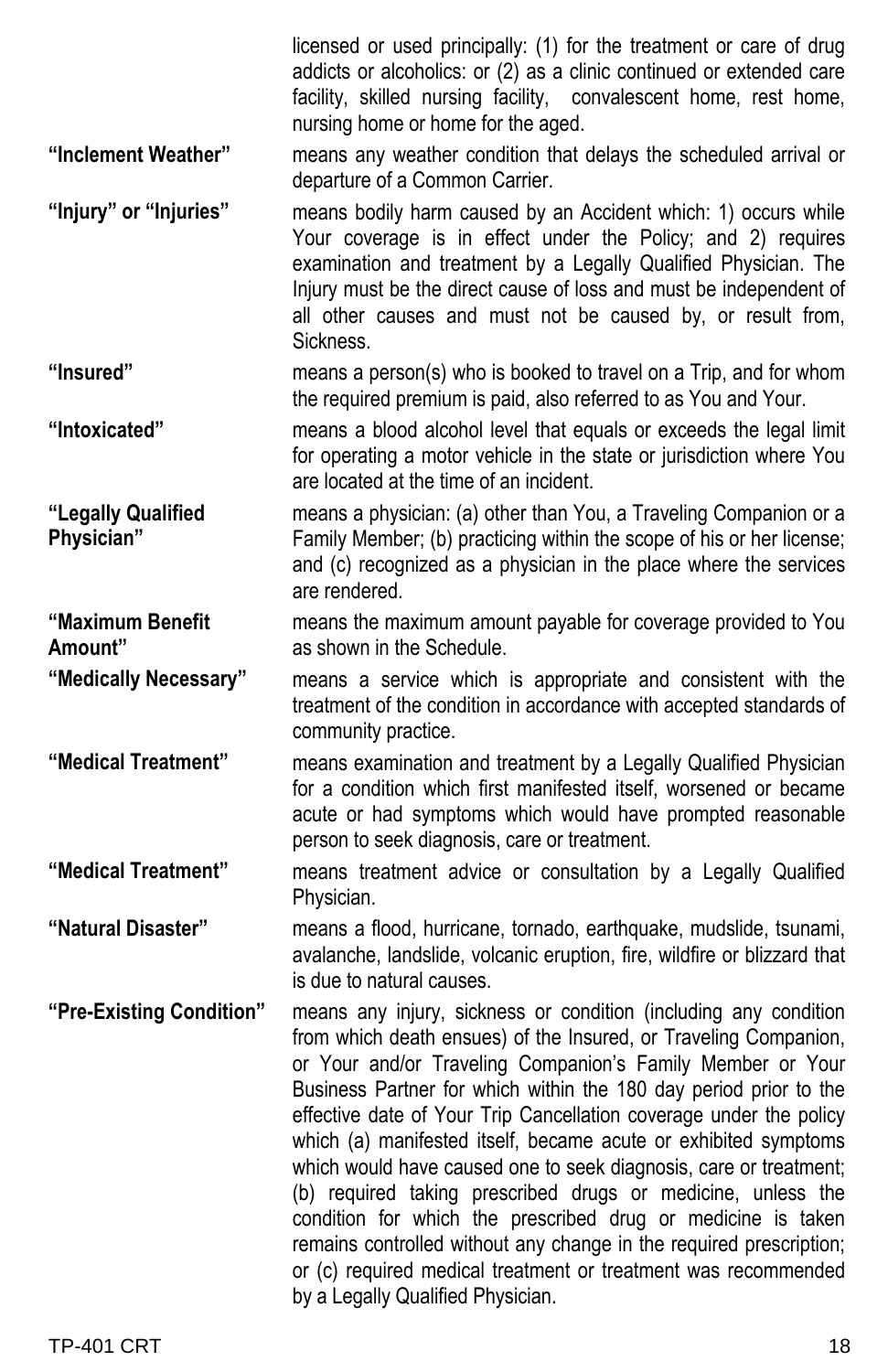licensed or used principally: (1) for the treatment or care of drug addicts or alcoholics: or (2) as a clinic continued or extended care facility, skilled nursing facility, convalescent home, rest home, nursing home or home for the aged.

**"Inclement Weather"** means any weather condition that delays the scheduled arrival or departure of a Common Carrier.

**"Injury" or "Injuries"** means bodily harm caused by an Accident which: 1) occurs while Your coverage is in effect under the Policy; and 2) requires examination and treatment by a Legally Qualified Physician. The Injury must be the direct cause of loss and must be independent of all other causes and must not be caused by, or result from, Sickness.

**"Insured"** means a person(s) who is booked to travel on a Trip, and for whom the required premium is paid, also referred to as You and Your.

**"Intoxicated"** means a blood alcohol level that equals or exceeds the legal limit for operating a motor vehicle in the state or jurisdiction where You are located at the time of an incident.

**"Legally Qualified Physician"** means a physician: (a) other than You, a Traveling Companion or a Family Member; (b) practicing within the scope of his or her license; and (c) recognized as a physician in the place where the services are rendered.

**"Maximum Benefit Amount"** means the maximum amount payable for coverage provided to You as shown in the Schedule.

**"Medically Necessary"** means a service which is appropriate and consistent with the treatment of the condition in accordance with accepted standards of community practice.

**"Medical Treatment"** means examination and treatment by a Legally Qualified Physician for a condition which first manifested itself, worsened or became acute or had symptoms which would have prompted reasonable person to seek diagnosis, care or treatment.

**"Medical Treatment"** means treatment advice or consultation by a Legally Qualified Physician.

**"Natural Disaster"** means a flood, hurricane, tornado, earthquake, mudslide, tsunami, avalanche, landslide, volcanic eruption, fire, wildfire or blizzard that is due to natural causes.

**"Pre-Existing Condition"** means any injury, sickness or condition (including any condition from which death ensues) of the Insured, or Traveling Companion, or Your and/or Traveling Companion's Family Member or Your Business Partner for which within the 180 day period prior to the effective date of Your Trip Cancellation coverage under the policy which (a) manifested itself, became acute or exhibited symptoms which would have caused one to seek diagnosis, care or treatment; (b) required taking prescribed drugs or medicine, unless the condition for which the prescribed drug or medicine is taken remains controlled without any change in the required prescription; or (c) required medical treatment or treatment was recommended by a Legally Qualified Physician.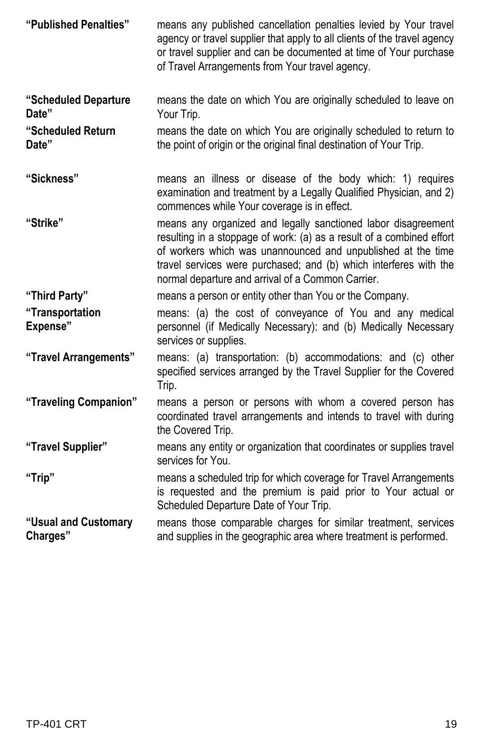**"Published Penalties"** means any published cancellation penalties levied by Your travel agency or travel supplier that apply to all clients of the travel agency or travel supplier and can be documented at time of Your purchase of Travel Arrangements from Your travel agency.

**"Scheduled Departure Date"** means the date on which You are originally scheduled to leave on Your Trip.

**"Scheduled Return Date"** means the date on which You are originally scheduled to return to the point of origin or the original final destination of Your Trip.

**"Sickness"** means an illness or disease of the body which: 1) requires examination and treatment by a Legally Qualified Physician, and 2) commences while Your coverage is in effect.

**"Strike"** means any organized and legally sanctioned labor disagreement resulting in a stoppage of work: (a) as a result of a combined effort of workers which was unannounced and unpublished at the time travel services were purchased; and (b) which interferes with the normal departure and arrival of a Common Carrier.

**"Third Party"** means a person or entity other than You or the Company.

**"Transportation Expense"** means: (a) the cost of conveyance of You and any medical personnel (if Medically Necessary): and (b) Medically Necessary services or supplies.

**"Travel Arrangements"** means: (a) transportation: (b) accommodations: and (c) other specified services arranged by the Travel Supplier for the Covered Trip.

**"Traveling Companion"** means a person or persons with whom a covered person has coordinated travel arrangements and intends to travel with during the Covered Trip.

**"Travel Supplier"** means any entity or organization that coordinates or supplies travel services for You.

**"Trip"** means a scheduled trip for which coverage for Travel Arrangements is requested and the premium is paid prior to Your actual or Scheduled Departure Date of Your Trip.

**"Usual and Customary Charges"** means those comparable charges for similar treatment, services and supplies in the geographic area where treatment is performed.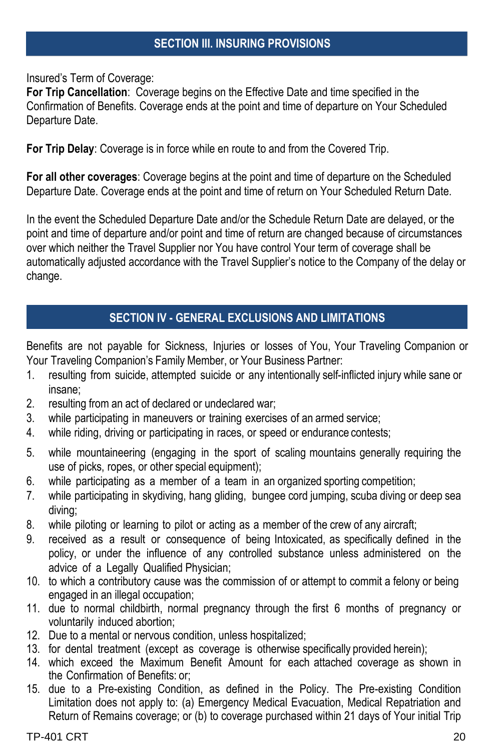## SECTION III. INSURING PROVISIONS

Insured's Term of Coverage:
**For Trip Cancellation**: Coverage begins on the Effective Date and time specified in the Confirmation of Benefits. Coverage ends at the point and time of departure on Your Scheduled Departure Date.

**For Trip Delay**: Coverage is in force while en route to and from the Covered Trip.

**For all other coverages**: Coverage begins at the point and time of departure on the Scheduled Departure Date. Coverage ends at the point and time of return on Your Scheduled Return Date.

In the event the Scheduled Departure Date and/or the Schedule Return Date are delayed, or the point and time of departure and/or point and time of return are changed because of circumstances over which neither the Travel Supplier nor You have control Your term of coverage shall be automatically adjusted accordance with the Travel Supplier's notice to the Company of the delay or change.

## SECTION IV - GENERAL EXCLUSIONS AND LIMITATIONS

Benefits are not payable for Sickness, Injuries or losses of You, Your Traveling Companion or Your Traveling Companion's Family Member, or Your Business Partner:

1. resulting from suicide, attempted suicide or any intentionally self-inflicted injury while sane or insane;
2. resulting from an act of declared or undeclared war;
3. while participating in maneuvers or training exercises of an armed service;
4. while riding, driving or participating in races, or speed or endurance contests;
5. while mountaineering (engaging in the sport of scaling mountains generally requiring the use of picks, ropes, or other special equipment);
6. while participating as a member of a team in an organized sporting competition;
7. while participating in skydiving, hang gliding, bungee cord jumping, scuba diving or deep sea diving;
8. while piloting or learning to pilot or acting as a member of the crew of any aircraft;
9. received as a result or consequence of being Intoxicated, as specifically defined in the policy, or under the influence of any controlled substance unless administered on the advice of a Legally Qualified Physician;
10. to which a contributory cause was the commission of or attempt to commit a felony or being engaged in an illegal occupation;
11. due to normal childbirth, normal pregnancy through the first 6 months of pregnancy or voluntarily induced abortion;
12. Due to a mental or nervous condition, unless hospitalized;
13. for dental treatment (except as coverage is otherwise specifically provided herein);
14. which exceed the Maximum Benefit Amount for each attached coverage as shown in the Confirmation of Benefits: or;
15. due to a Pre-existing Condition, as defined in the Policy. The Pre-existing Condition Limitation does not apply to: (a) Emergency Medical Evacuation, Medical Repatriation and Return of Remains coverage; or (b) to coverage purchased within 21 days of Your initial Trip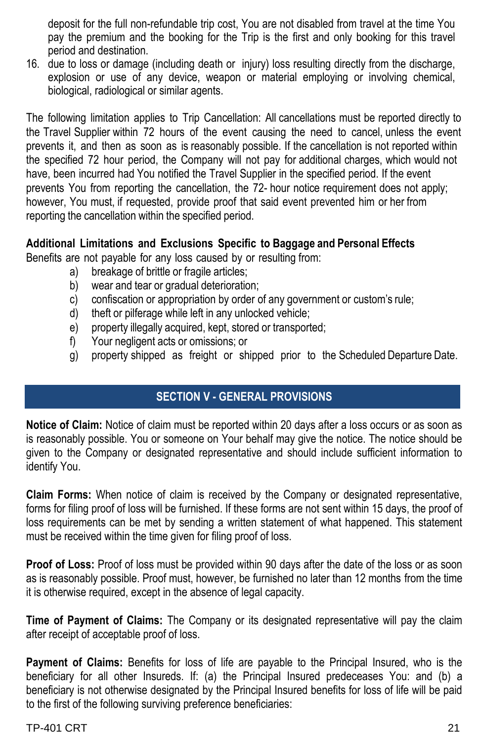deposit for the full non-refundable trip cost, You are not disabled from travel at the time You pay the premium and the booking for the Trip is the first and only booking for this travel period and destination.

16. due to loss or damage (including death or injury) loss resulting directly from the discharge, explosion or use of any device, weapon or material employing or involving chemical, biological, radiological or similar agents.

The following limitation applies to Trip Cancellation: All cancellations must be reported directly to the Travel Supplier within 72 hours of the event causing the need to cancel, unless the event prevents it, and then as soon as is reasonably possible. If the cancellation is not reported within the specified 72 hour period, the Company will not pay for additional charges, which would not have, been incurred had You notified the Travel Supplier in the specified period. If the event prevents You from reporting the cancellation, the 72- hour notice requirement does not apply; however, You must, if requested, provide proof that said event prevented him or her from reporting the cancellation within the specified period.

**Additional Limitations and Exclusions Specific to Baggage and Personal Effects**

Benefits are not payable for any loss caused by or resulting from:

a) breakage of brittle or fragile articles;
b) wear and tear or gradual deterioration;
c) confiscation or appropriation by order of any government or custom's rule;
d) theft or pilferage while left in any unlocked vehicle;
e) property illegally acquired, kept, stored or transported;
f) Your negligent acts or omissions; or
g) property shipped as freight or shipped prior to the Scheduled Departure Date.

## SECTION V - GENERAL PROVISIONS

**Notice of Claim:** Notice of claim must be reported within 20 days after a loss occurs or as soon as is reasonably possible. You or someone on Your behalf may give the notice. The notice should be given to the Company or designated representative and should include sufficient information to identify You.

**Claim Forms:** When notice of claim is received by the Company or designated representative, forms for filing proof of loss will be furnished. If these forms are not sent within 15 days, the proof of loss requirements can be met by sending a written statement of what happened. This statement must be received within the time given for filing proof of loss.

**Proof of Loss:** Proof of loss must be provided within 90 days after the date of the loss or as soon as is reasonably possible. Proof must, however, be furnished no later than 12 months from the time it is otherwise required, except in the absence of legal capacity.

**Time of Payment of Claims:** The Company or its designated representative will pay the claim after receipt of acceptable proof of loss.

**Payment of Claims:** Benefits for loss of life are payable to the Principal Insured, who is the beneficiary for all other Insureds. If: (a) the Principal Insured predeceases You: and (b) a beneficiary is not otherwise designated by the Principal Insured benefits for loss of life will be paid to the first of the following surviving preference beneficiaries: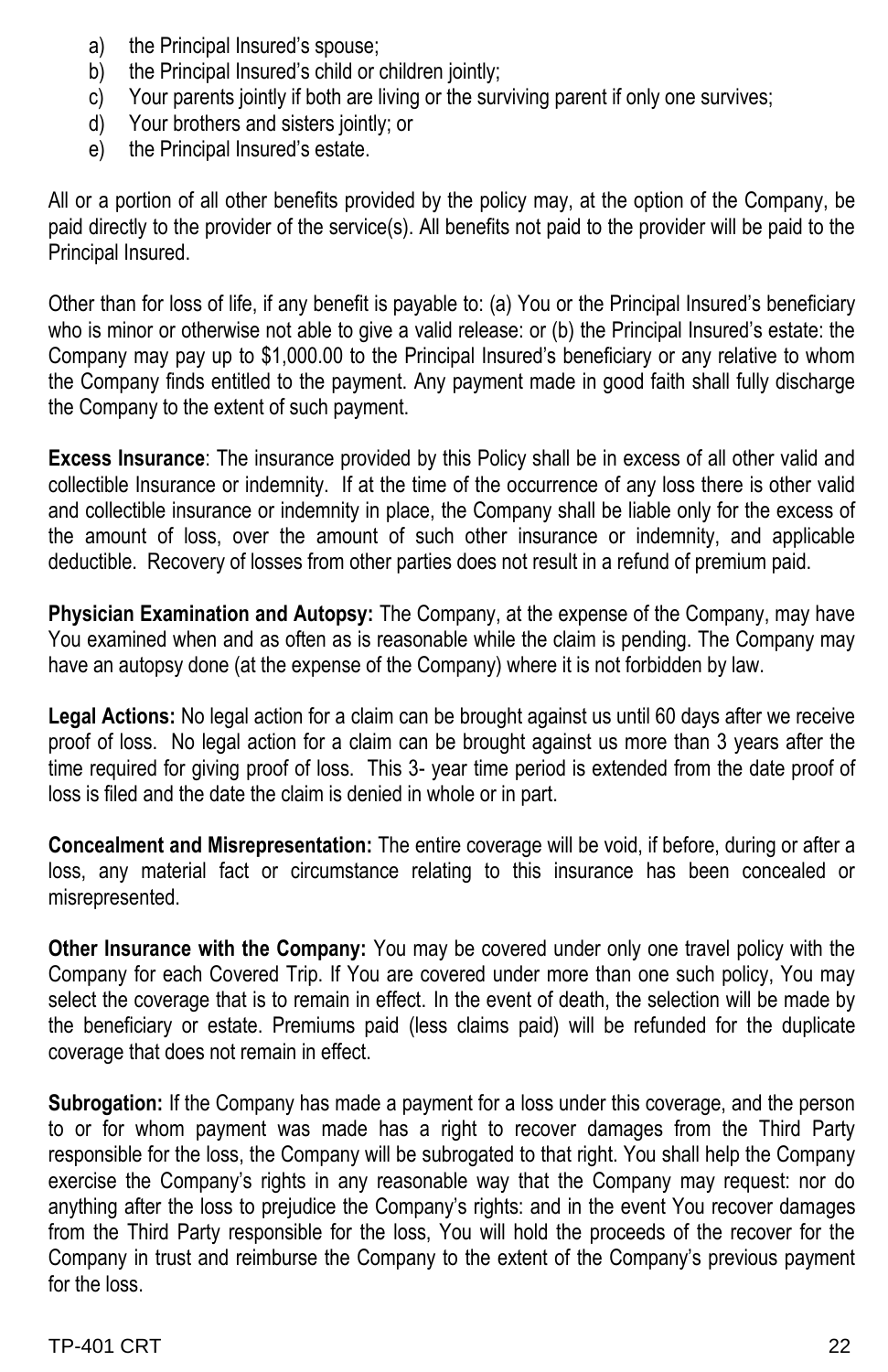a) the Principal Insured's spouse;
b) the Principal Insured's child or children jointly;
c) Your parents jointly if both are living or the surviving parent if only one survives;
d) Your brothers and sisters jointly; or
e) the Principal Insured's estate.

All or a portion of all other benefits provided by the policy may, at the option of the Company, be paid directly to the provider of the service(s). All benefits not paid to the provider will be paid to the Principal Insured.

Other than for loss of life, if any benefit is payable to: (a) You or the Principal Insured's beneficiary who is minor or otherwise not able to give a valid release: or (b) the Principal Insured's estate: the Company may pay up to $1,000.00 to the Principal Insured's beneficiary or any relative to whom the Company finds entitled to the payment. Any payment made in good faith shall fully discharge the Company to the extent of such payment.

**Excess Insurance**: The insurance provided by this Policy shall be in excess of all other valid and collectible Insurance or indemnity. If at the time of the occurrence of any loss there is other valid and collectible insurance or indemnity in place, the Company shall be liable only for the excess of the amount of loss, over the amount of such other insurance or indemnity, and applicable deductible. Recovery of losses from other parties does not result in a refund of premium paid.

**Physician Examination and Autopsy:** The Company, at the expense of the Company, may have You examined when and as often as is reasonable while the claim is pending. The Company may have an autopsy done (at the expense of the Company) where it is not forbidden by law.

**Legal Actions:** No legal action for a claim can be brought against us until 60 days after we receive proof of loss. No legal action for a claim can be brought against us more than 3 years after the time required for giving proof of loss. This 3- year time period is extended from the date proof of loss is filed and the date the claim is denied in whole or in part.

**Concealment and Misrepresentation:** The entire coverage will be void, if before, during or after a loss, any material fact or circumstance relating to this insurance has been concealed or misrepresented.

**Other Insurance with the Company:** You may be covered under only one travel policy with the Company for each Covered Trip. If You are covered under more than one such policy, You may select the coverage that is to remain in effect. In the event of death, the selection will be made by the beneficiary or estate. Premiums paid (less claims paid) will be refunded for the duplicate coverage that does not remain in effect.

**Subrogation:** If the Company has made a payment for a loss under this coverage, and the person to or for whom payment was made has a right to recover damages from the Third Party responsible for the loss, the Company will be subrogated to that right. You shall help the Company exercise the Company's rights in any reasonable way that the Company may request: nor do anything after the loss to prejudice the Company's rights: and in the event You recover damages from the Third Party responsible for the loss, You will hold the proceeds of the recover for the Company in trust and reimburse the Company to the extent of the Company's previous payment for the loss.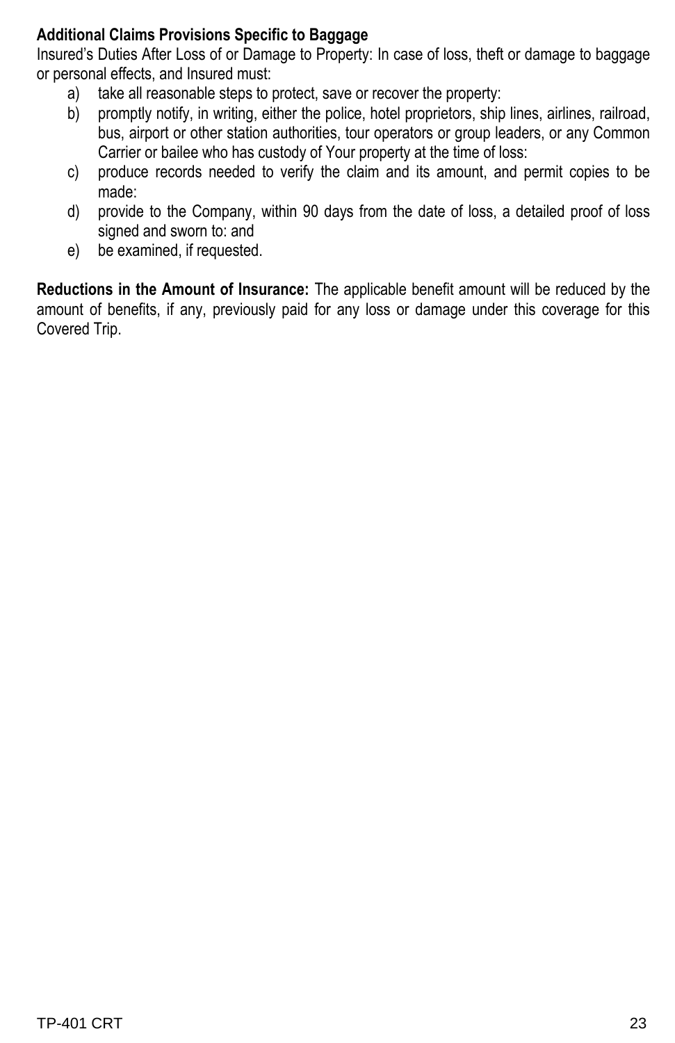**Additional Claims Provisions Specific to Baggage**

Insured's Duties After Loss of or Damage to Property: In case of loss, theft or damage to baggage or personal effects, and Insured must:

a) take all reasonable steps to protect, save or recover the property:
b) promptly notify, in writing, either the police, hotel proprietors, ship lines, airlines, railroad, bus, airport or other station authorities, tour operators or group leaders, or any Common Carrier or bailee who has custody of Your property at the time of loss:
c) produce records needed to verify the claim and its amount, and permit copies to be made:
d) provide to the Company, within 90 days from the date of loss, a detailed proof of loss signed and sworn to: and
e) be examined, if requested.

**Reductions in the Amount of Insurance:** The applicable benefit amount will be reduced by the amount of benefits, if any, previously paid for any loss or damage under this coverage for this Covered Trip.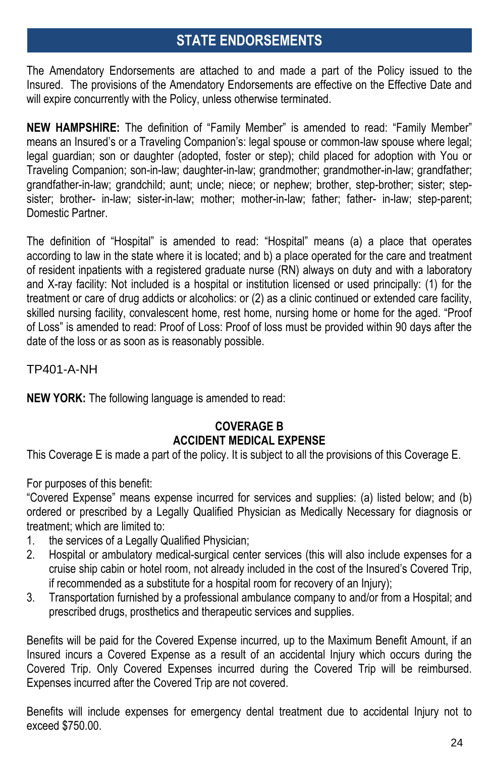## STATE ENDORSEMENTS

The Amendatory Endorsements are attached to and made a part of the Policy issued to the Insured. The provisions of the Amendatory Endorsements are effective on the Effective Date and will expire concurrently with the Policy, unless otherwise terminated.

**NEW HAMPSHIRE:** The definition of "Family Member" is amended to read: "Family Member" means an Insured's or a Traveling Companion's: legal spouse or common-law spouse where legal; legal guardian; son or daughter (adopted, foster or step); child placed for adoption with You or Traveling Companion; son-in-law; daughter-in-law; grandmother; grandmother-in-law; grandfather; grandfather-in-law; grandchild; aunt; uncle; niece; or nephew; brother, step-brother; sister; step-sister; brother- in-law; sister-in-law; mother; mother-in-law; father; father- in-law; step-parent; Domestic Partner.

The definition of "Hospital" is amended to read: "Hospital" means (a) a place that operates according to law in the state where it is located; and b) a place operated for the care and treatment of resident inpatients with a registered graduate nurse (RN) always on duty and with a laboratory and X-ray facility: Not included is a hospital or institution licensed or used principally: (1) for the treatment or care of drug addicts or alcoholics: or (2) as a clinic continued or extended care facility, skilled nursing facility, convalescent home, rest home, nursing home or home for the aged. "Proof of Loss" is amended to read: Proof of Loss: Proof of loss must be provided within 90 days after the date of the loss or as soon as is reasonably possible.

TP401-A-NH

**NEW YORK:** The following language is amended to read:

**COVERAGE B**
**ACCIDENT MEDICAL EXPENSE**

This Coverage E is made a part of the policy. It is subject to all the provisions of this Coverage E.

For purposes of this benefit:
"Covered Expense" means expense incurred for services and supplies: (a) listed below; and (b) ordered or prescribed by a Legally Qualified Physician as Medically Necessary for diagnosis or treatment; which are limited to:

1. the services of a Legally Qualified Physician;
2. Hospital or ambulatory medical-surgical center services (this will also include expenses for a cruise ship cabin or hotel room, not already included in the cost of the Insured's Covered Trip, if recommended as a substitute for a hospital room for recovery of an Injury);
3. Transportation furnished by a professional ambulance company to and/or from a Hospital; and prescribed drugs, prosthetics and therapeutic services and supplies.

Benefits will be paid for the Covered Expense incurred, up to the Maximum Benefit Amount, if an Insured incurs a Covered Expense as a result of an accidental Injury which occurs during the Covered Trip. Only Covered Expenses incurred during the Covered Trip will be reimbursed. Expenses incurred after the Covered Trip are not covered.

Benefits will include expenses for emergency dental treatment due to accidental Injury not to exceed $750.00.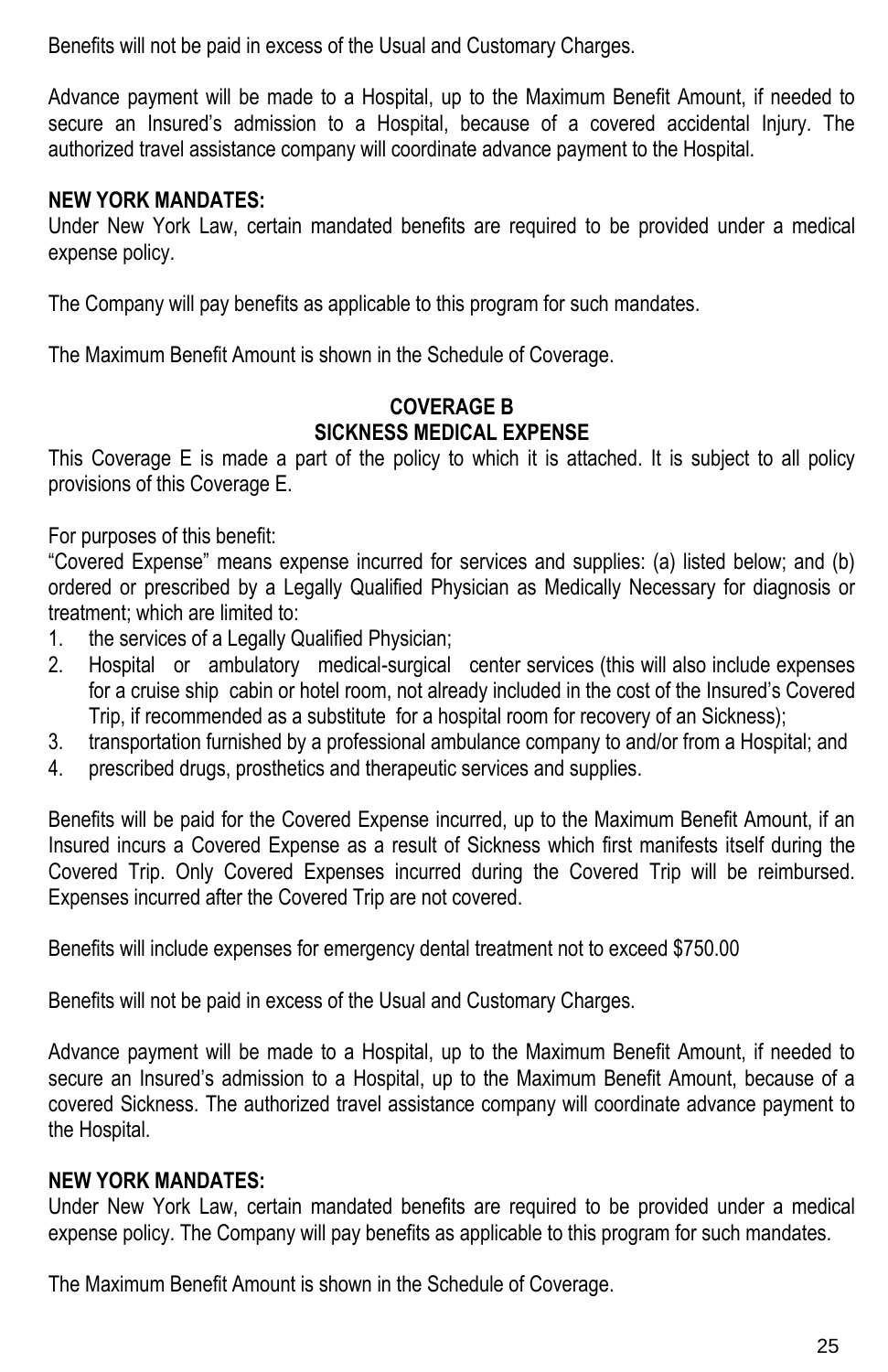Benefits will not be paid in excess of the Usual and Customary Charges.

Advance payment will be made to a Hospital, up to the Maximum Benefit Amount, if needed to secure an Insured's admission to a Hospital, because of a covered accidental Injury. The authorized travel assistance company will coordinate advance payment to the Hospital.

**NEW YORK MANDATES:**
Under New York Law, certain mandated benefits are required to be provided under a medical expense policy.

The Company will pay benefits as applicable to this program for such mandates.

The Maximum Benefit Amount is shown in the Schedule of Coverage.

## COVERAGE B
## SICKNESS MEDICAL EXPENSE

This Coverage E is made a part of the policy to which it is attached. It is subject to all policy provisions of this Coverage E.

For purposes of this benefit:
"Covered Expense" means expense incurred for services and supplies: (a) listed below; and (b) ordered or prescribed by a Legally Qualified Physician as Medically Necessary for diagnosis or treatment; which are limited to:

1. the services of a Legally Qualified Physician;
2. Hospital or ambulatory medical-surgical center services (this will also include expenses for a cruise ship cabin or hotel room, not already included in the cost of the Insured's Covered Trip, if recommended as a substitute for a hospital room for recovery of an Sickness);
3. transportation furnished by a professional ambulance company to and/or from a Hospital; and
4. prescribed drugs, prosthetics and therapeutic services and supplies.

Benefits will be paid for the Covered Expense incurred, up to the Maximum Benefit Amount, if an Insured incurs a Covered Expense as a result of Sickness which first manifests itself during the Covered Trip. Only Covered Expenses incurred during the Covered Trip will be reimbursed. Expenses incurred after the Covered Trip are not covered.

Benefits will include expenses for emergency dental treatment not to exceed $750.00

Benefits will not be paid in excess of the Usual and Customary Charges.

Advance payment will be made to a Hospital, up to the Maximum Benefit Amount, if needed to secure an Insured's admission to a Hospital, up to the Maximum Benefit Amount, because of a covered Sickness. The authorized travel assistance company will coordinate advance payment to the Hospital.

**NEW YORK MANDATES:**
Under New York Law, certain mandated benefits are required to be provided under a medical expense policy. The Company will pay benefits as applicable to this program for such mandates.

The Maximum Benefit Amount is shown in the Schedule of Coverage.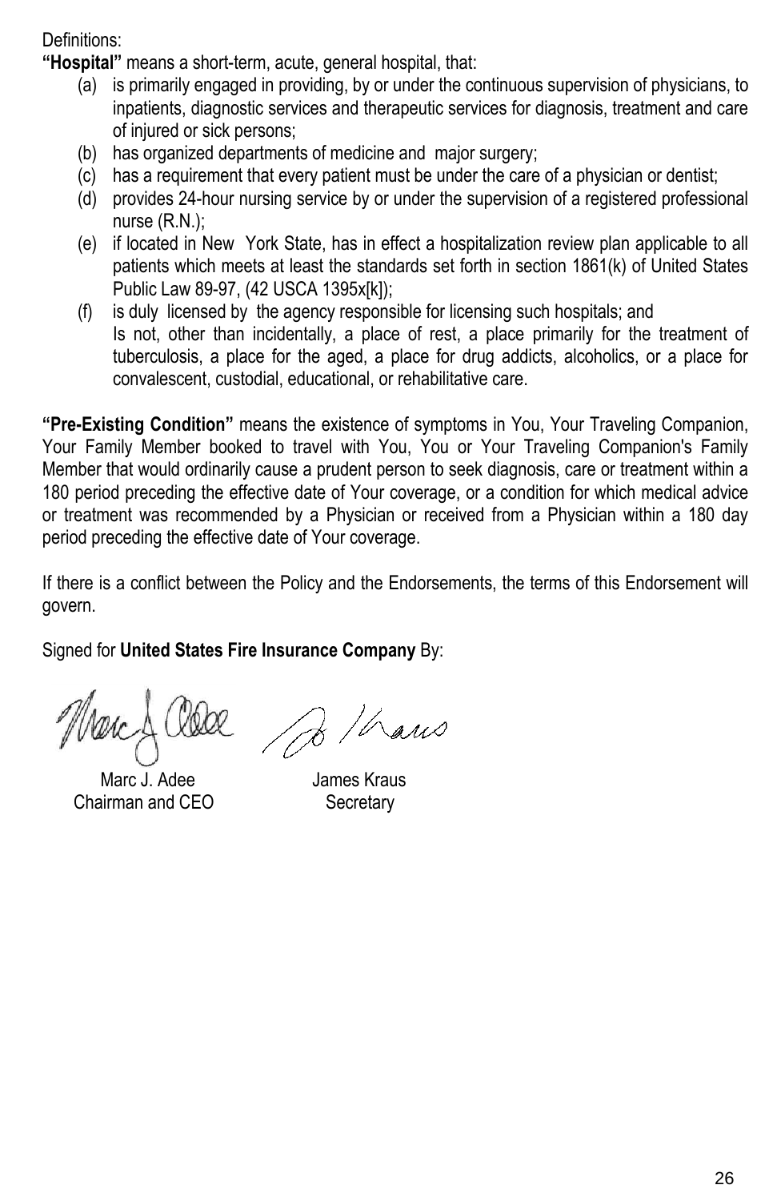Definitions:

**"Hospital"** means a short-term, acute, general hospital, that:

(a) is primarily engaged in providing, by or under the continuous supervision of physicians, to inpatients, diagnostic services and therapeutic services for diagnosis, treatment and care of injured or sick persons;
(b) has organized departments of medicine and major surgery;
(c) has a requirement that every patient must be under the care of a physician or dentist;
(d) provides 24-hour nursing service by or under the supervision of a registered professional nurse (R.N.);
(e) if located in New York State, has in effect a hospitalization review plan applicable to all patients which meets at least the standards set forth in section 1861(k) of United States Public Law 89-97, (42 USCA 1395x[k]);
(f) is duly licensed by the agency responsible for licensing such hospitals; and
Is not, other than incidentally, a place of rest, a place primarily for the treatment of tuberculosis, a place for the aged, a place for drug addicts, alcoholics, or a place for convalescent, custodial, educational, or rehabilitative care.

**"Pre-Existing Condition"** means the existence of symptoms in You, Your Traveling Companion, Your Family Member booked to travel with You, You or Your Traveling Companion's Family Member that would ordinarily cause a prudent person to seek diagnosis, care or treatment within a 180 period preceding the effective date of Your coverage, or a condition for which medical advice or treatment was recommended by a Physician or received from a Physician within a 180 day period preceding the effective date of Your coverage.

If there is a conflict between the Policy and the Endorsements, the terms of this Endorsement will govern.

Signed for **United States Fire Insurance Company** By:

Marc J. Adee
Chairman and CEO

James Kraus
Secretary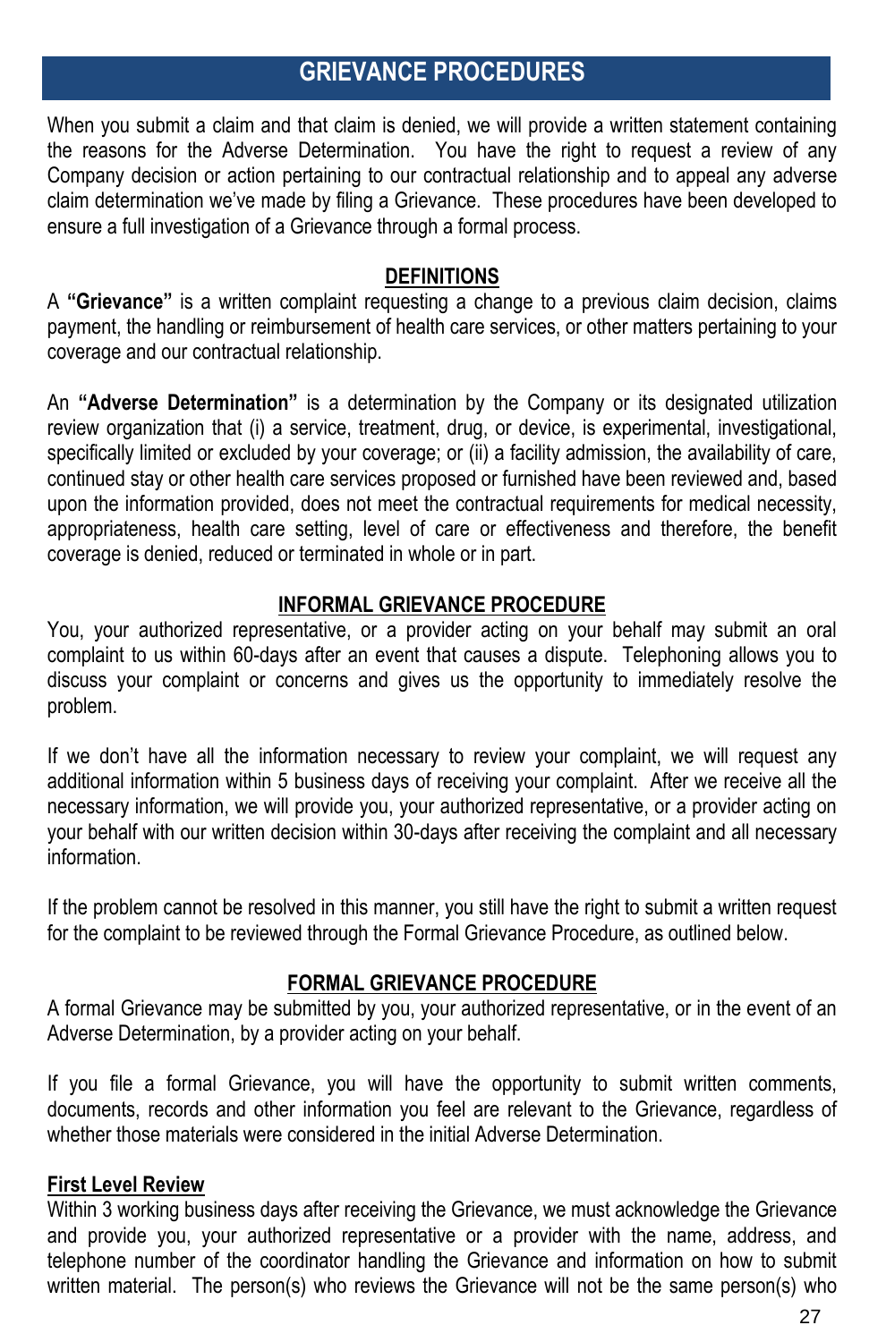# GRIEVANCE PROCEDURES

When you submit a claim and that claim is denied, we will provide a written statement containing the reasons for the Adverse Determination. You have the right to request a review of any Company decision or action pertaining to our contractual relationship and to appeal any adverse claim determination we've made by filing a Grievance. These procedures have been developed to ensure a full investigation of a Grievance through a formal process.

## DEFINITIONS

A **"Grievance"** is a written complaint requesting a change to a previous claim decision, claims payment, the handling or reimbursement of health care services, or other matters pertaining to your coverage and our contractual relationship.

An **"Adverse Determination"** is a determination by the Company or its designated utilization review organization that (i) a service, treatment, drug, or device, is experimental, investigational, specifically limited or excluded by your coverage; or (ii) a facility admission, the availability of care, continued stay or other health care services proposed or furnished have been reviewed and, based upon the information provided, does not meet the contractual requirements for medical necessity, appropriateness, health care setting, level of care or effectiveness and therefore, the benefit coverage is denied, reduced or terminated in whole or in part.

## INFORMAL GRIEVANCE PROCEDURE

You, your authorized representative, or a provider acting on your behalf may submit an oral complaint to us within 60-days after an event that causes a dispute. Telephoning allows you to discuss your complaint or concerns and gives us the opportunity to immediately resolve the problem.

If we don't have all the information necessary to review your complaint, we will request any additional information within 5 business days of receiving your complaint. After we receive all the necessary information, we will provide you, your authorized representative, or a provider acting on your behalf with our written decision within 30-days after receiving the complaint and all necessary information.

If the problem cannot be resolved in this manner, you still have the right to submit a written request for the complaint to be reviewed through the Formal Grievance Procedure, as outlined below.

## FORMAL GRIEVANCE PROCEDURE

A formal Grievance may be submitted by you, your authorized representative, or in the event of an Adverse Determination, by a provider acting on your behalf.

If you file a formal Grievance, you will have the opportunity to submit written comments, documents, records and other information you feel are relevant to the Grievance, regardless of whether those materials were considered in the initial Adverse Determination.

### First Level Review

Within 3 working business days after receiving the Grievance, we must acknowledge the Grievance and provide you, your authorized representative or a provider with the name, address, and telephone number of the coordinator handling the Grievance and information on how to submit written material. The person(s) who reviews the Grievance will not be the same person(s) who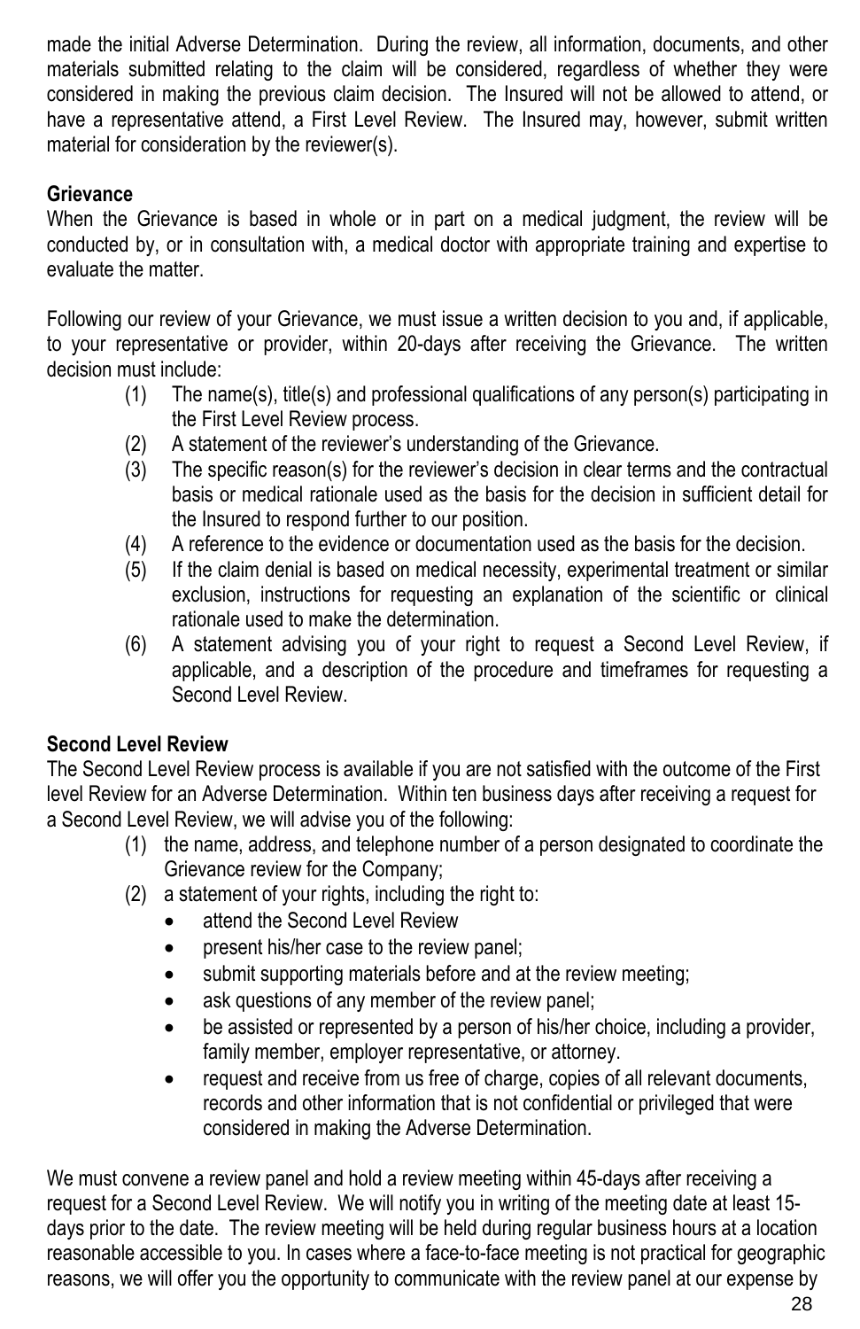made the initial Adverse Determination. During the review, all information, documents, and other materials submitted relating to the claim will be considered, regardless of whether they were considered in making the previous claim decision. The Insured will not be allowed to attend, or have a representative attend, a First Level Review. The Insured may, however, submit written material for consideration by the reviewer(s).

**Grievance**

When the Grievance is based in whole or in part on a medical judgment, the review will be conducted by, or in consultation with, a medical doctor with appropriate training and expertise to evaluate the matter.

Following our review of your Grievance, we must issue a written decision to you and, if applicable, to your representative or provider, within 20-days after receiving the Grievance. The written decision must include:

(1) The name(s), title(s) and professional qualifications of any person(s) participating in the First Level Review process.
(2) A statement of the reviewer's understanding of the Grievance.
(3) The specific reason(s) for the reviewer's decision in clear terms and the contractual basis or medical rationale used as the basis for the decision in sufficient detail for the Insured to respond further to our position.
(4) A reference to the evidence or documentation used as the basis for the decision.
(5) If the claim denial is based on medical necessity, experimental treatment or similar exclusion, instructions for requesting an explanation of the scientific or clinical rationale used to make the determination.
(6) A statement advising you of your right to request a Second Level Review, if applicable, and a description of the procedure and timeframes for requesting a Second Level Review.

**Second Level Review**

The Second Level Review process is available if you are not satisfied with the outcome of the First level Review for an Adverse Determination. Within ten business days after receiving a request for a Second Level Review, we will advise you of the following:

(1) the name, address, and telephone number of a person designated to coordinate the Grievance review for the Company;
(2) a statement of your rights, including the right to:
    - attend the Second Level Review
    - present his/her case to the review panel;
    - submit supporting materials before and at the review meeting;
    - ask questions of any member of the review panel;
    - be assisted or represented by a person of his/her choice, including a provider, family member, employer representative, or attorney.
    - request and receive from us free of charge, copies of all relevant documents, records and other information that is not confidential or privileged that were considered in making the Adverse Determination.

We must convene a review panel and hold a review meeting within 45-days after receiving a request for a Second Level Review. We will notify you in writing of the meeting date at least 15-days prior to the date. The review meeting will be held during regular business hours at a location reasonable accessible to you. In cases where a face-to-face meeting is not practical for geographic reasons, we will offer you the opportunity to communicate with the review panel at our expense by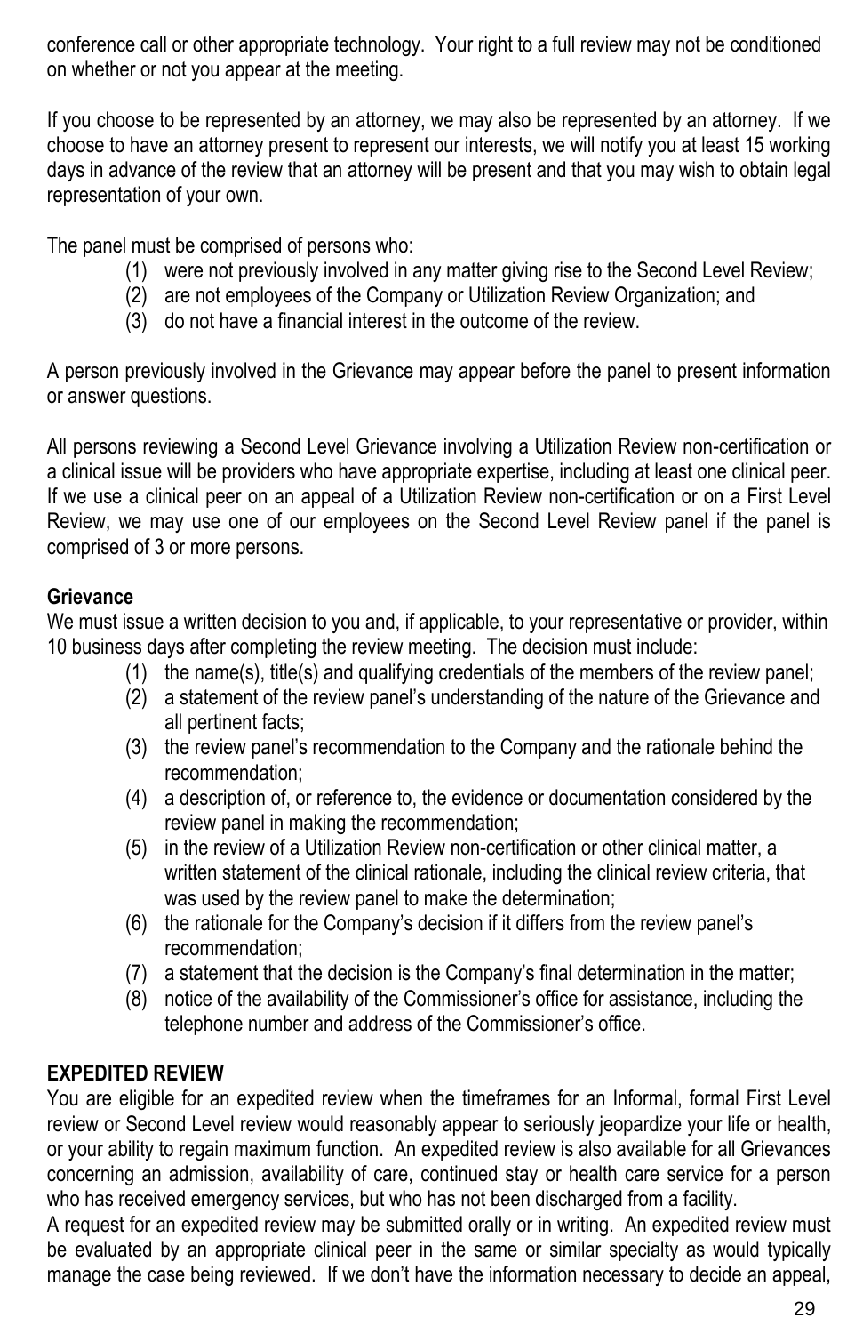conference call or other appropriate technology. Your right to a full review may not be conditioned on whether or not you appear at the meeting.

If you choose to be represented by an attorney, we may also be represented by an attorney. If we choose to have an attorney present to represent our interests, we will notify you at least 15 working days in advance of the review that an attorney will be present and that you may wish to obtain legal representation of your own.

The panel must be comprised of persons who:

(1) were not previously involved in any matter giving rise to the Second Level Review;
(2) are not employees of the Company or Utilization Review Organization; and
(3) do not have a financial interest in the outcome of the review.

A person previously involved in the Grievance may appear before the panel to present information or answer questions.

All persons reviewing a Second Level Grievance involving a Utilization Review non-certification or a clinical issue will be providers who have appropriate expertise, including at least one clinical peer. If we use a clinical peer on an appeal of a Utilization Review non-certification or on a First Level Review, we may use one of our employees on the Second Level Review panel if the panel is comprised of 3 or more persons.

**Grievance**

We must issue a written decision to you and, if applicable, to your representative or provider, within 10 business days after completing the review meeting. The decision must include:

(1) the name(s), title(s) and qualifying credentials of the members of the review panel;
(2) a statement of the review panel's understanding of the nature of the Grievance and all pertinent facts;
(3) the review panel's recommendation to the Company and the rationale behind the recommendation;
(4) a description of, or reference to, the evidence or documentation considered by the review panel in making the recommendation;
(5) in the review of a Utilization Review non-certification or other clinical matter, a written statement of the clinical rationale, including the clinical review criteria, that was used by the review panel to make the determination;
(6) the rationale for the Company's decision if it differs from the review panel's recommendation;
(7) a statement that the decision is the Company's final determination in the matter;
(8) notice of the availability of the Commissioner's office for assistance, including the telephone number and address of the Commissioner's office.

**EXPEDITED REVIEW**

You are eligible for an expedited review when the timeframes for an Informal, formal First Level review or Second Level review would reasonably appear to seriously jeopardize your life or health, or your ability to regain maximum function. An expedited review is also available for all Grievances concerning an admission, availability of care, continued stay or health care service for a person who has received emergency services, but who has not been discharged from a facility.

A request for an expedited review may be submitted orally or in writing. An expedited review must be evaluated by an appropriate clinical peer in the same or similar specialty as would typically manage the case being reviewed. If we don't have the information necessary to decide an appeal,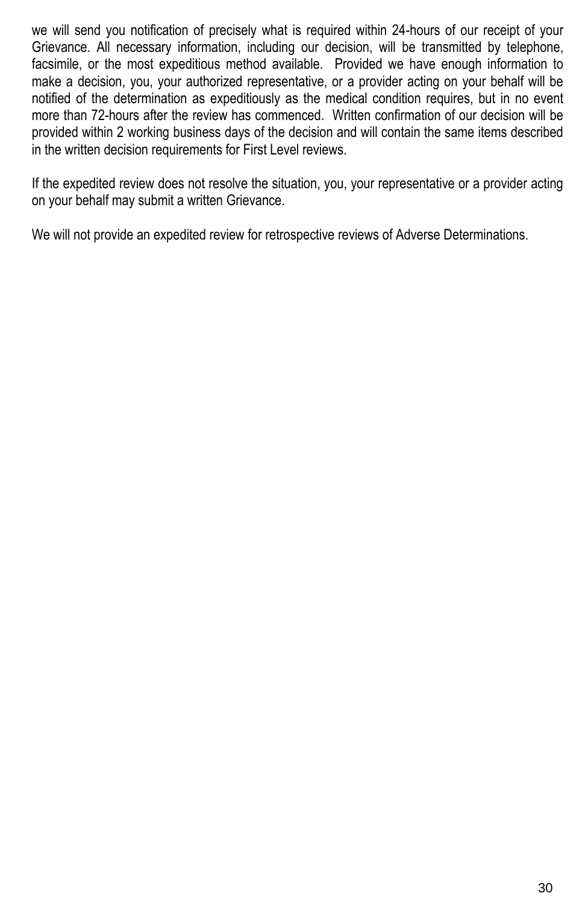we will send you notification of precisely what is required within 24-hours of our receipt of your Grievance. All necessary information, including our decision, will be transmitted by telephone, facsimile, or the most expeditious method available. Provided we have enough information to make a decision, you, your authorized representative, or a provider acting on your behalf will be notified of the determination as expeditiously as the medical condition requires, but in no event more than 72-hours after the review has commenced. Written confirmation of our decision will be provided within 2 working business days of the decision and will contain the same items described in the written decision requirements for First Level reviews.

If the expedited review does not resolve the situation, you, your representative or a provider acting on your behalf may submit a written Grievance.

We will not provide an expedited review for retrospective reviews of Adverse Determinations.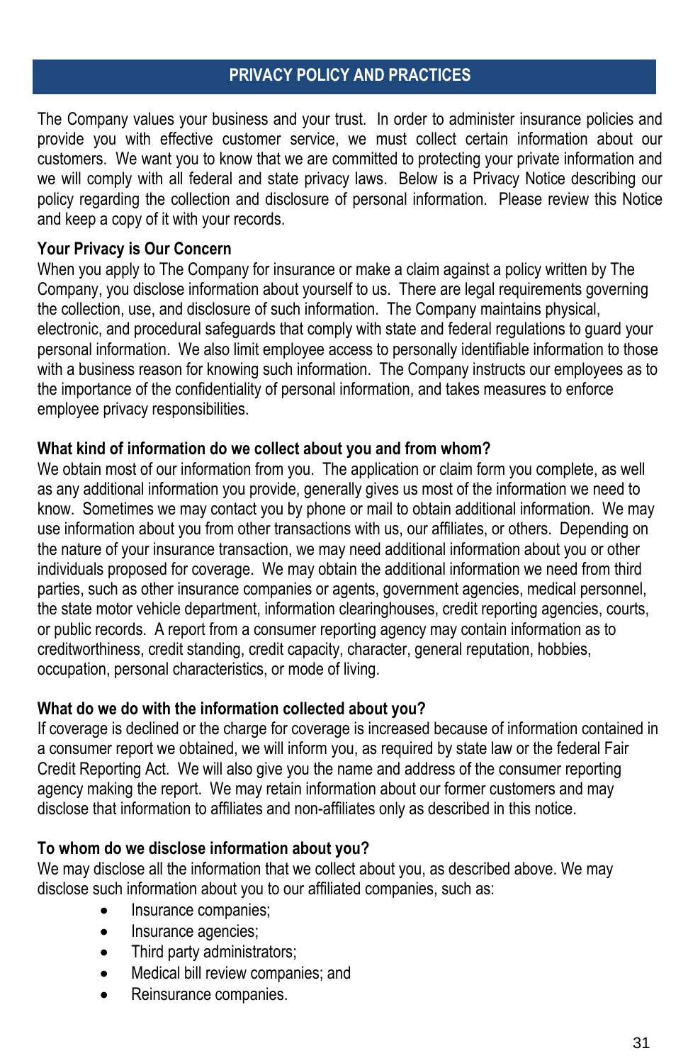## PRIVACY POLICY AND PRACTICES

The Company values your business and your trust. In order to administer insurance policies and provide you with effective customer service, we must collect certain information about our customers. We want you to know that we are committed to protecting your private information and we will comply with all federal and state privacy laws. Below is a Privacy Notice describing our policy regarding the collection and disclosure of personal information. Please review this Notice and keep a copy of it with your records.

### Your Privacy is Our Concern

When you apply to The Company for insurance or make a claim against a policy written by The Company, you disclose information about yourself to us. There are legal requirements governing the collection, use, and disclosure of such information. The Company maintains physical, electronic, and procedural safeguards that comply with state and federal regulations to guard your personal information. We also limit employee access to personally identifiable information to those with a business reason for knowing such information. The Company instructs our employees as to the importance of the confidentiality of personal information, and takes measures to enforce employee privacy responsibilities.

### What kind of information do we collect about you and from whom?

We obtain most of our information from you. The application or claim form you complete, as well as any additional information you provide, generally gives us most of the information we need to know. Sometimes we may contact you by phone or mail to obtain additional information. We may use information about you from other transactions with us, our affiliates, or others. Depending on the nature of your insurance transaction, we may need additional information about you or other individuals proposed for coverage. We may obtain the additional information we need from third parties, such as other insurance companies or agents, government agencies, medical personnel, the state motor vehicle department, information clearinghouses, credit reporting agencies, courts, or public records. A report from a consumer reporting agency may contain information as to creditworthiness, credit standing, credit capacity, character, general reputation, hobbies, occupation, personal characteristics, or mode of living.

### What do we do with the information collected about you?

If coverage is declined or the charge for coverage is increased because of information contained in a consumer report we obtained, we will inform you, as required by state law or the federal Fair Credit Reporting Act. We will also give you the name and address of the consumer reporting agency making the report. We may retain information about our former customers and may disclose that information to affiliates and non-affiliates only as described in this notice.

### To whom do we disclose information about you?

We may disclose all the information that we collect about you, as described above. We may disclose such information about you to our affiliated companies, such as:

- Insurance companies;
- Insurance agencies;
- Third party administrators;
- Medical bill review companies; and
- Reinsurance companies.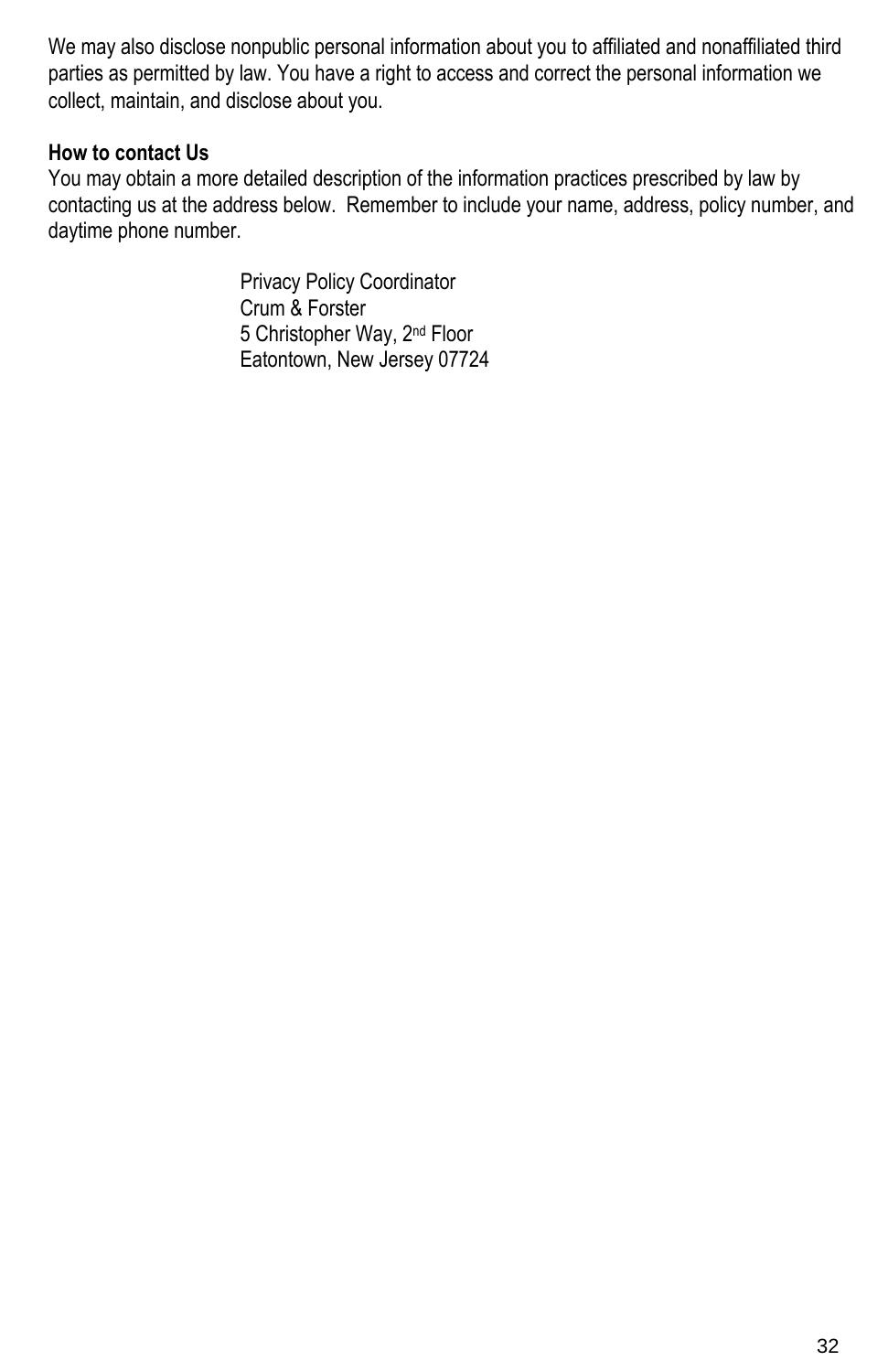We may also disclose nonpublic personal information about you to affiliated and nonaffiliated third parties as permitted by law. You have a right to access and correct the personal information we collect, maintain, and disclose about you.

**How to contact Us**

You may obtain a more detailed description of the information practices prescribed by law by contacting us at the address below. Remember to include your name, address, policy number, and daytime phone number.

Privacy Policy Coordinator
Crum & Forster
5 Christopher Way, 2nd Floor
Eatontown, New Jersey 07724